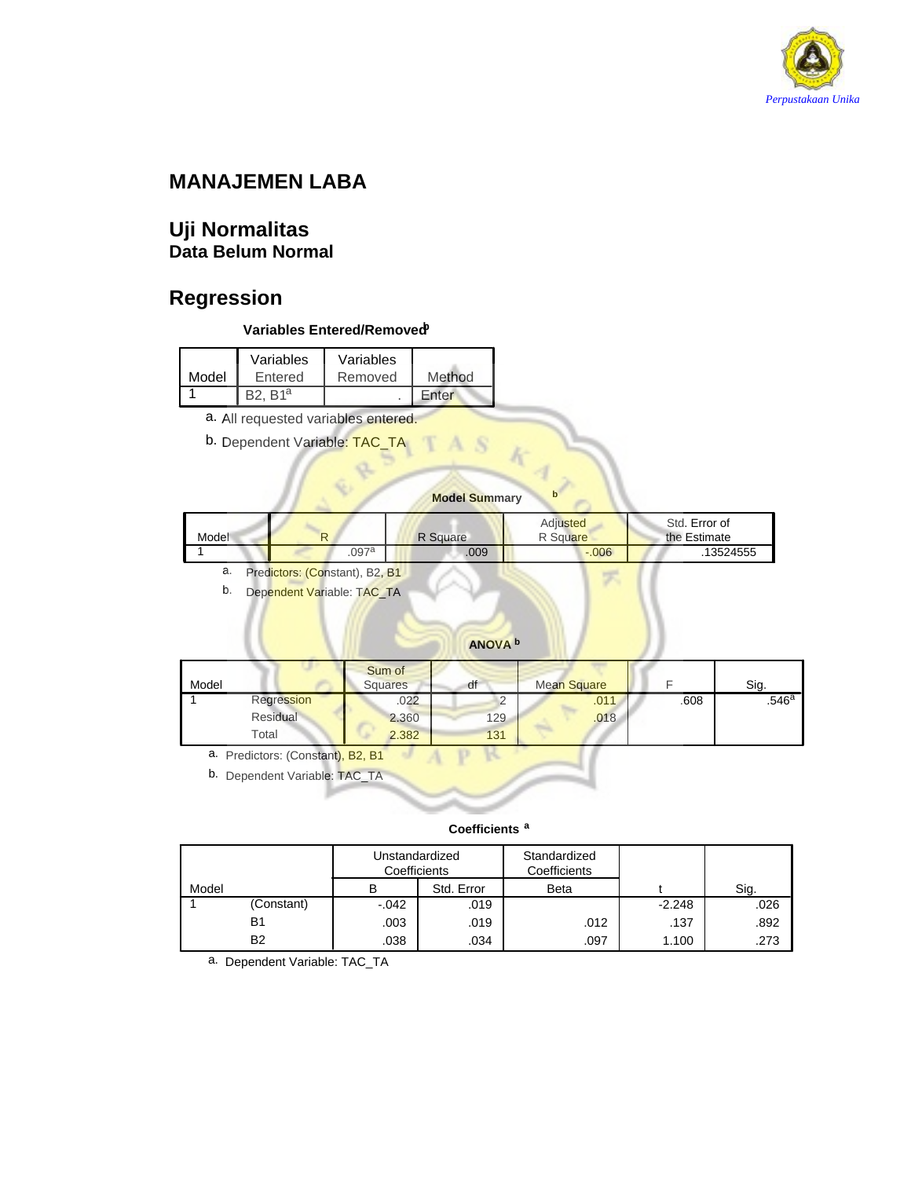# MANAJEMEN LABA

## Uji Normalitas
### Data Belum Normal

## Regression

**Variables Entered/Removed[b]**

| Model | Variables Entered | Variables Removed | Method |
|---|---|---|---|
| 1 | B2, B1[a] | . | Enter |

a. All requested variables entered.

b. Dependent Variable: TAC_TA

**Model Summary[b]**

| Model | R | R Square | Adjusted R Square | Std. Error of the Estimate |
|---|---|---|---|---|
| 1 | .097[a] | .009 | -.006 | .13524555 |

a. Predictors: (Constant), B2, B1

b. Dependent Variable: TAC_TA

**ANOVA[b]**

| Model | | Sum of Squares | df | Mean Square | F | Sig. |
|---|---|---|---|---|---|---|
| 1 | Regression | .022 | 2 | .011 | .608 | .546[a] |
| | Residual | 2.360 | 129 | .018 | | |
| | Total | 2.382 | 131 | | | |

a. Predictors: (Constant), B2, B1

b. Dependent Variable: TAC_TA

**Coefficients[a]**

| Model | | Unstandardized Coefficients | | Standardized Coefficients | t | Sig. |
|---|---|---|---|---|---|---|
| | | B | Std. Error | Beta | | |
| 1 | (Constant) | -.042 | .019 | | -2.248 | .026 |
| | B1 | .003 | .019 | .012 | .137 | .892 |
| | B2 | .038 | .034 | .097 | 1.100 | .273 |

a. Dependent Variable: TAC_TA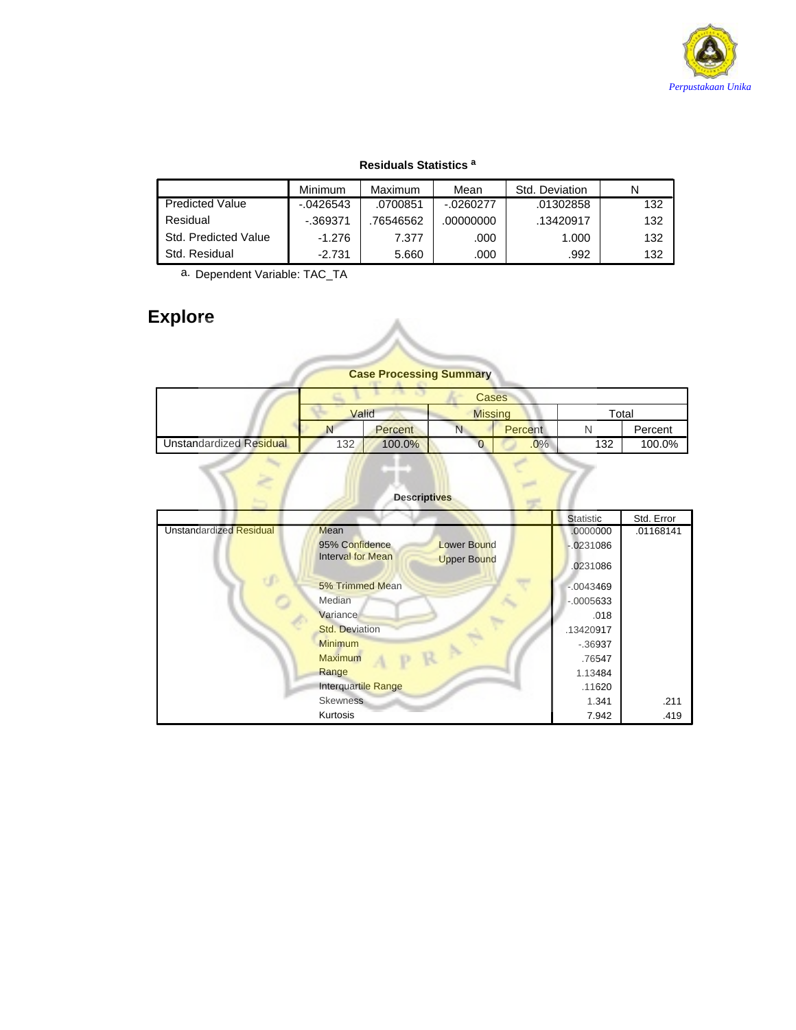**Residuals Statistics** [a]

| | Minimum | Maximum | Mean | Std. Deviation | N |
|---|---|---|---|---|---|
| Predicted Value | -.0426543 | .0700851 | -.0260277 | .01302858 | 132 |
| Residual | -.369371 | .76546562 | .00000000 | .13420917 | 132 |
| Std. Predicted Value | -1.276 | 7.377 | .000 | 1.000 | 132 |
| Std. Residual | -2.731 | 5.660 | .000 | .992 | 132 |

a. Dependent Variable: TAC_TA

# Explore

**Case Processing Summary**

| | Cases | | | | | |
|---|---|---|---|---|---|---|
| | Valid | | Missing | | Total | |
| | N | Percent | N | Percent | N | Percent |
| Unstandardized Residual | 132 | 100.0% | 0 | .0% | 132 | 100.0% |

**Descriptives**

| | | | Statistic | Std. Error |
|---|---|---|---|---|
| Unstandardized Residual | Mean | | .0000000 | .01168141 |
| | 95% Confidence Interval for Mean | Lower Bound | -.0231086 | |
| | | Upper Bound | .0231086 | |
| | 5% Trimmed Mean | | -.0043469 | |
| | Median | | -.0005633 | |
| | Variance | | .018 | |
| | Std. Deviation | | .13420917 | |
| | Minimum | | -.36937 | |
| | Maximum | | .76547 | |
| | Range | | 1.13484 | |
| | Interquartile Range | | .11620 | |
| | Skewness | | 1.341 | .211 |
| | Kurtosis | | 7.942 | .419 |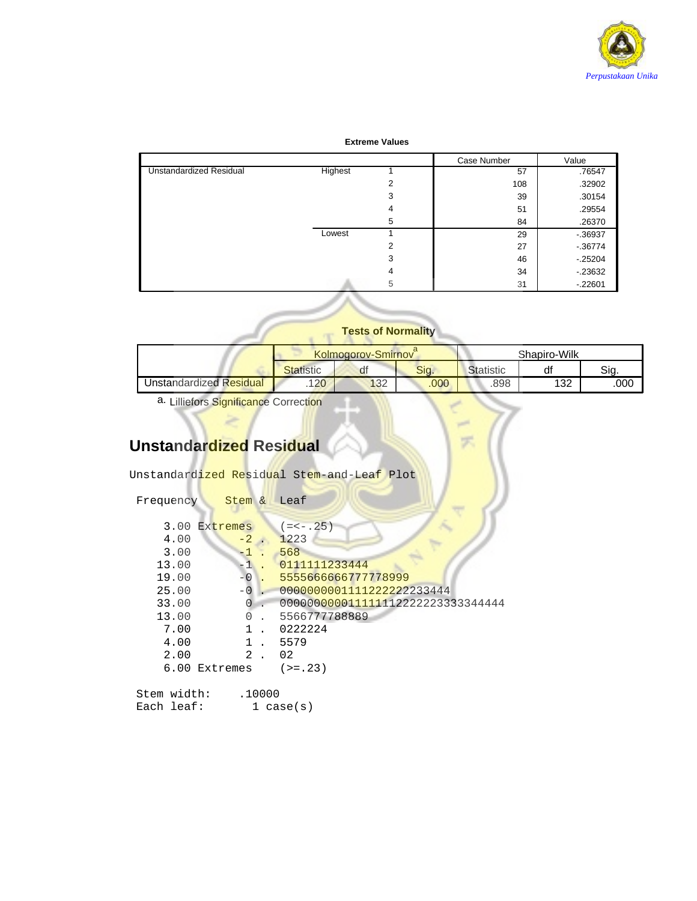**Extreme Values**

| | | | Case Number | Value |
|---|---|---|---|---|
| Unstandardized Residual | Highest | 1 | 57 | .76547 |
| | | 2 | 108 | .32902 |
| | | 3 | 39 | .30154 |
| | | 4 | 51 | .29554 |
| | | 5 | 84 | .26370 |
| | Lowest | 1 | 29 | -.36937 |
| | | 2 | 27 | -.36774 |
| | | 3 | 46 | -.25204 |
| | | 4 | 34 | -.23632 |
| | | 5 | 31 | -.22601 |

**Tests of Normality**

| | Kolmogorov-Smirnov[a] | | | Shapiro-Wilk | | |
|---|---|---|---|---|---|---|
| | Statistic | df | Sig. | Statistic | df | Sig. |
| Unstandardized Residual | .120 | 132 | .000 | .898 | 132 | .000 |

a. Lilliefors Significance Correction

## Unstandardized Residual

```
Unstandardized Residual Stem-and-Leaf Plot

 Frequency    Stem &  Leaf

     3.00 Extremes    (=<-.25)
     4.00       -2 .  1223
     3.00       -1 .  568
    13.00       -1 .  0111111233444
    19.00       -0 .  5555666666777778999
    25.00       -0 .  0000000001111222222233444
    33.00        0 .  000000000011111112222223333344444
    13.00        0 .  5566777788889
     7.00        1 .  0222224
     4.00        1 .  5579
     2.00        2 .  02
     6.00 Extremes    (>=.23)

 Stem width:     .10000
 Each leaf:        1 case(s)
```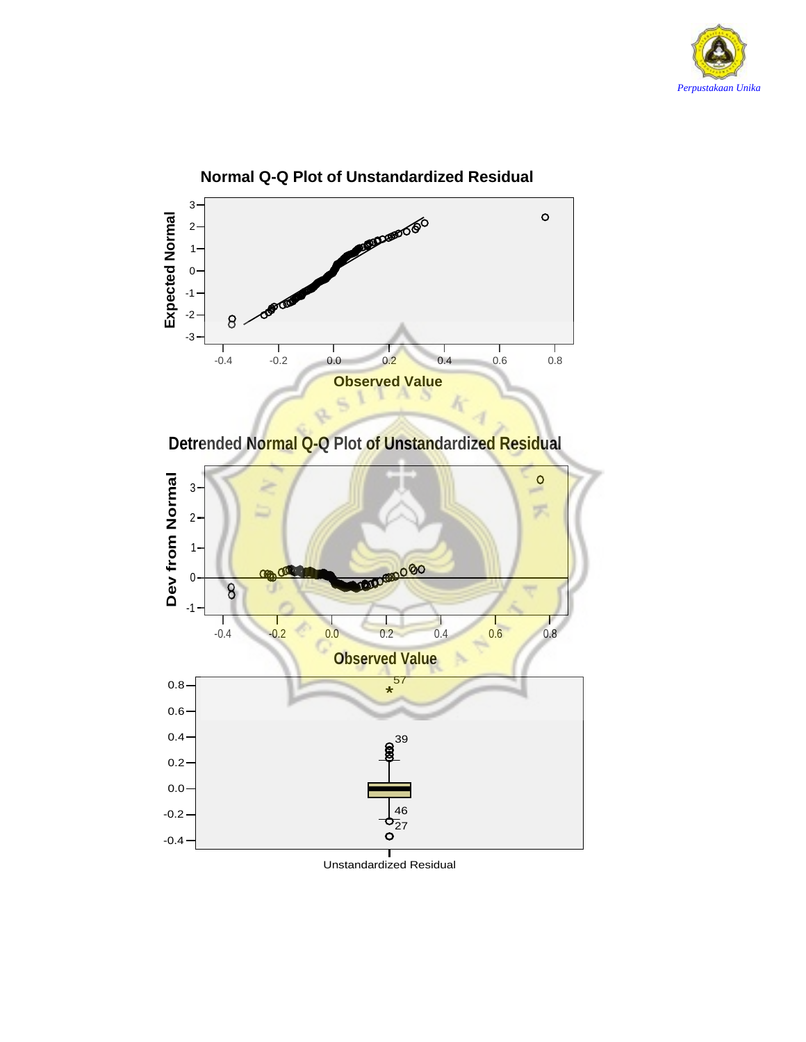**Normal Q-Q Plot of Unstandardized Residual**

**Detrended Normal Q-Q Plot of Unstandardized Residual**

Unstandardized Residual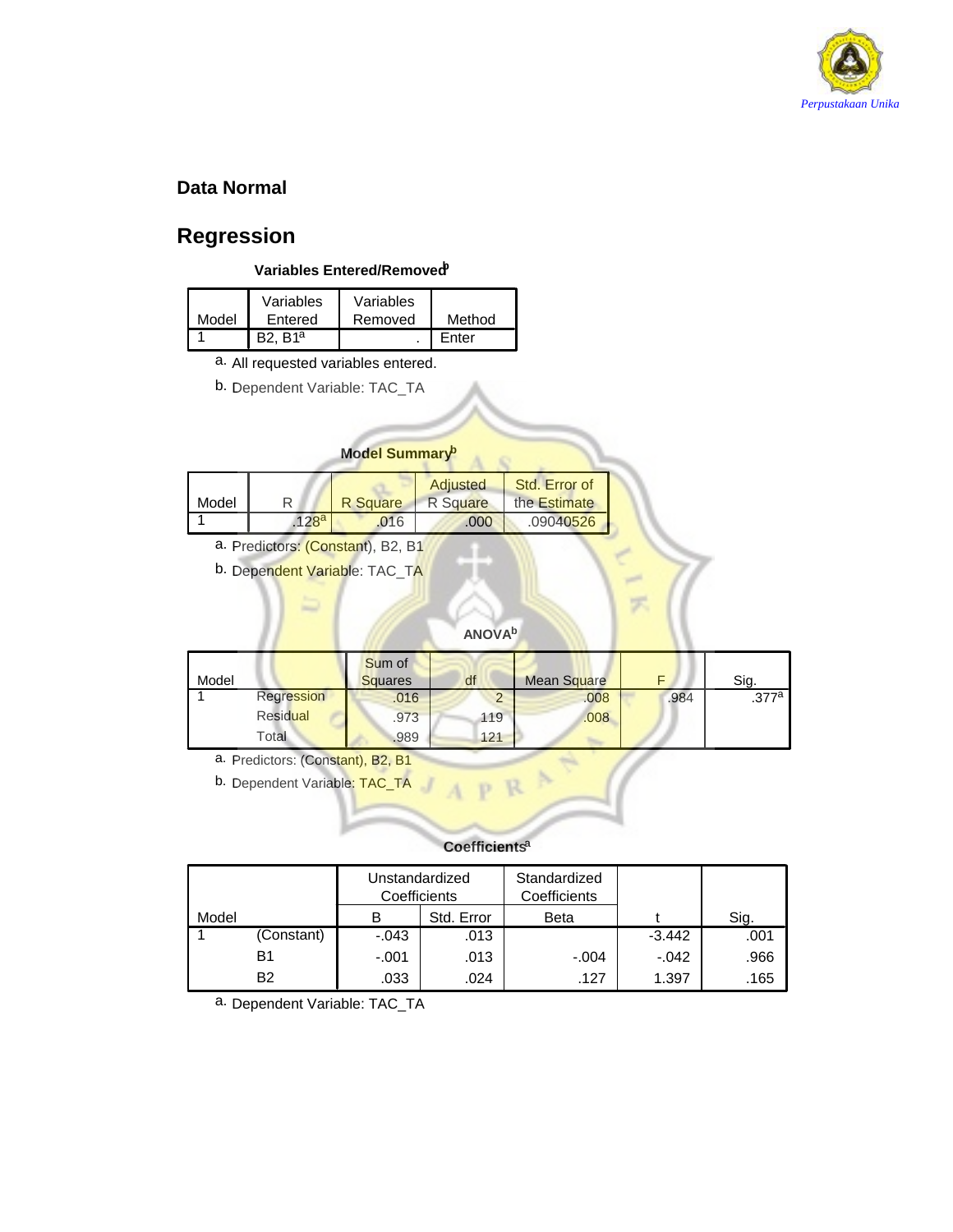## Data Normal

# Regression

**Variables Entered/Removed[b]**

| Model | Variables Entered | Variables Removed | Method |
|---|---|---|---|
| 1 | B2, B1[a] | . | Enter |

a. All requested variables entered.

b. Dependent Variable: TAC_TA

**Model Summary[b]**

| Model | R | R Square | Adjusted R Square | Std. Error of the Estimate |
|---|---|---|---|---|
| 1 | .128[a] | .016 | .000 | .09040526 |

a. Predictors: (Constant), B2, B1

b. Dependent Variable: TAC_TA

**ANOVA[b]**

| Model | | Sum of Squares | df | Mean Square | F | Sig. |
|---|---|---|---|---|---|---|
| 1 | Regression | .016 | 2 | .008 | .984 | .377[a] |
| | Residual | .973 | 119 | .008 | | |
| | Total | .989 | 121 | | | |

a. Predictors: (Constant), B2, B1

b. Dependent Variable: TAC_TA

**Coefficients[a]**

| Model | | Unstandardized Coefficients | | Standardized Coefficients | t | Sig. |
|---|---|---|---|---|---|---|
| | | B | Std. Error | Beta | | |
| 1 | (Constant) | -.043 | .013 | | -3.442 | .001 |
| | B1 | -.001 | .013 | -.004 | -.042 | .966 |
| | B2 | .033 | .024 | .127 | 1.397 | .165 |

a. Dependent Variable: TAC_TA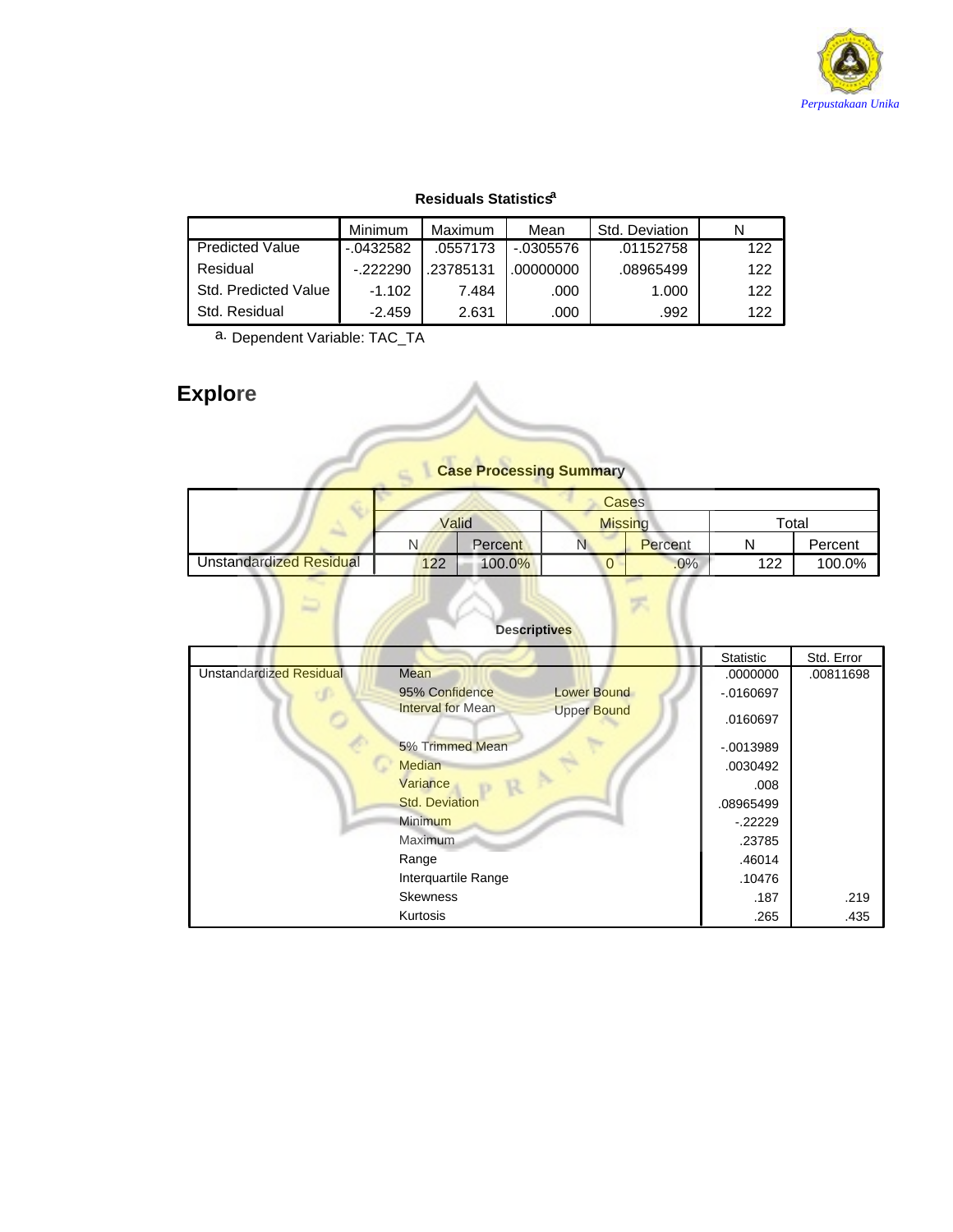**Residuals Statistics[a]**

| | Minimum | Maximum | Mean | Std. Deviation | N |
|---|---|---|---|---|---|
| Predicted Value | -.0432582 | .0557173 | -.0305576 | .01152758 | 122 |
| Residual | -.222290 | .23785131 | .00000000 | .08965499 | 122 |
| Std. Predicted Value | -1.102 | 7.484 | .000 | 1.000 | 122 |
| Std. Residual | -2.459 | 2.631 | .000 | .992 | 122 |

a. Dependent Variable: TAC_TA

# Explore

**Case Processing Summary**

| | Cases | | | | | |
|---|---|---|---|---|---|---|
| | Valid | | Missing | | Total | |
| | N | Percent | N | Percent | N | Percent |
| Unstandardized Residual | 122 | 100.0% | 0 | .0% | 122 | 100.0% |

**Descriptives**

| | | | Statistic | Std. Error |
|---|---|---|---|---|
| Unstandardized Residual | Mean | | .0000000 | .00811698 |
| | 95% Confidence Interval for Mean | Lower Bound | -.0160697 | |
| | | Upper Bound | .0160697 | |
| | 5% Trimmed Mean | | -.0013989 | |
| | Median | | .0030492 | |
| | Variance | | .008 | |
| | Std. Deviation | | .08965499 | |
| | Minimum | | -.22229 | |
| | Maximum | | .23785 | |
| | Range | | .46014 | |
| | Interquartile Range | | .10476 | |
| | Skewness | | .187 | .219 |
| | Kurtosis | | .265 | .435 |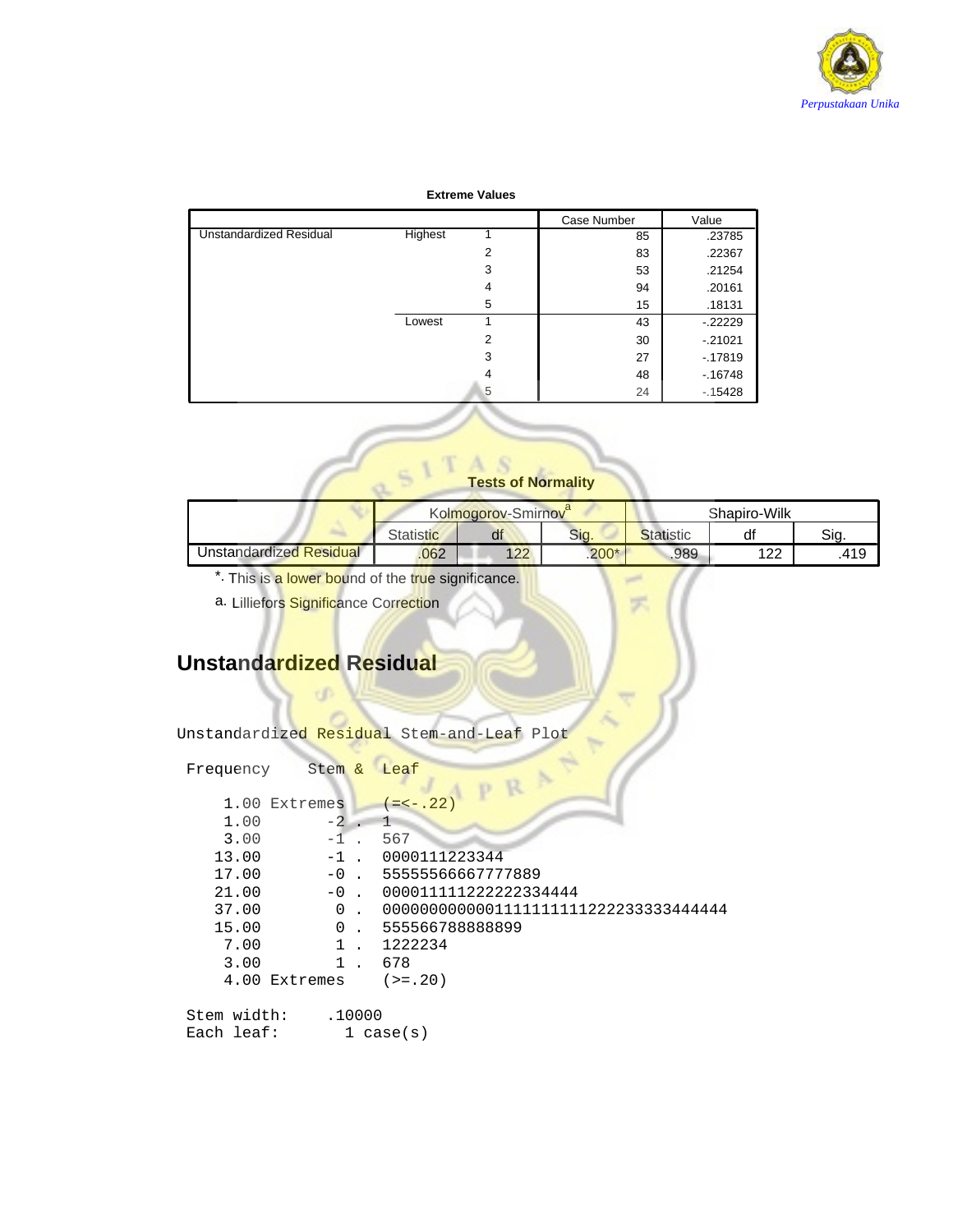**Extreme Values**

| | | | Case Number | Value |
|---|---|---|---|---|
| Unstandardized Residual | Highest | 1 | 85 | .23785 |
| | | 2 | 83 | .22367 |
| | | 3 | 53 | .21254 |
| | | 4 | 94 | .20161 |
| | | 5 | 15 | .18131 |
| | Lowest | 1 | 43 | -.22229 |
| | | 2 | 30 | -.21021 |
| | | 3 | 27 | -.17819 |
| | | 4 | 48 | -.16748 |
| | | 5 | 24 | -.15428 |

**Tests of Normality**

| | Kolmogorov-Smirnov[a] | | | Shapiro-Wilk | | |
|---|---|---|---|---|---|---|
| | Statistic | df | Sig. | Statistic | df | Sig. |
| Unstandardized Residual | .062 | 122 | .200* | .989 | 122 | .419 |

*. This is a lower bound of the true significance.

a. Lilliefors Significance Correction

## Unstandardized Residual

```
Unstandardized Residual Stem-and-Leaf Plot

 Frequency    Stem &  Leaf

     1.00 Extremes    (=<-.22)
     1.00       -2 .  1
     3.00       -1 .  567
    13.00       -1 .  0000111223344
    17.00       -0 .  55555566667777889
    21.00       -0 .  000011111222222334444
    37.00        0 .  0000000000001111111111222233333444444
    15.00        0 .  555566788888899
     7.00        1 .  1222234
     3.00        1 .  678
     4.00 Extremes    (>=.20)

 Stem width:     .10000
 Each leaf:        1 case(s)
```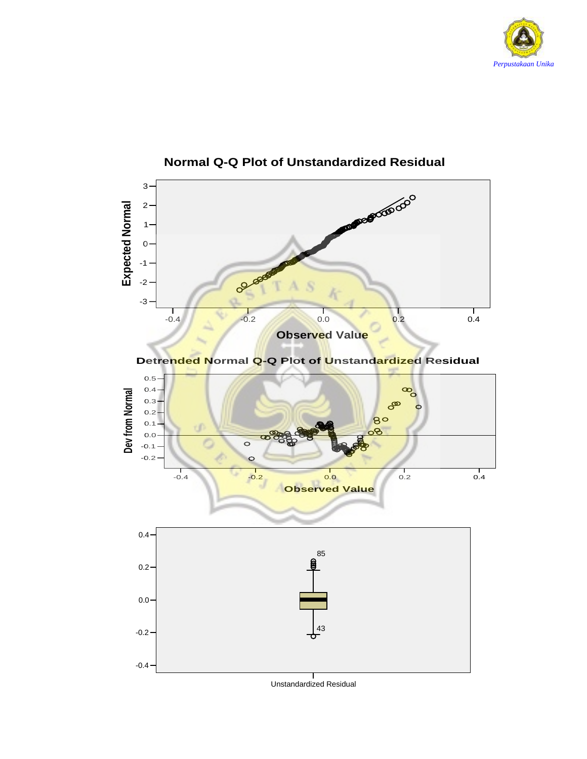**Normal Q-Q Plot of Unstandardized Residual**

**Detrended Normal Q-Q Plot of Unstandardized Residual**

Unstandardized Residual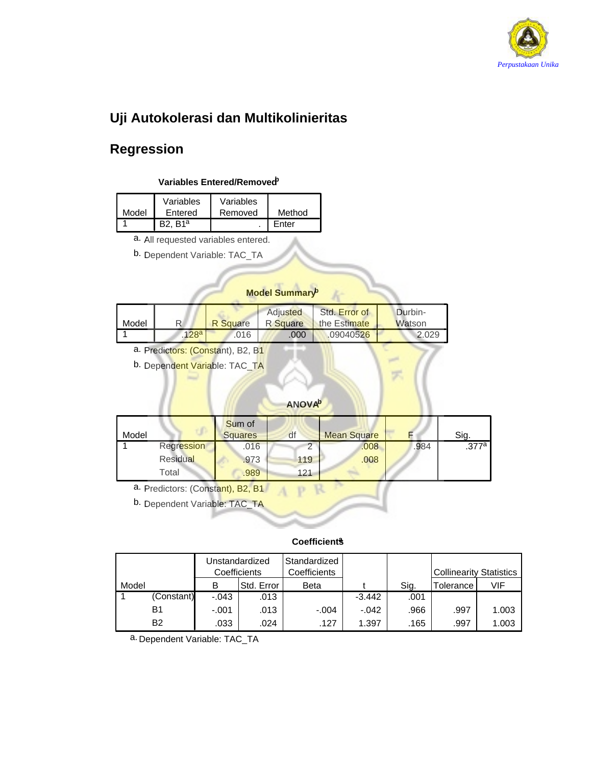## Uji Autokolerasi dan Multikolinieritas

## Regression

**Variables Entered/Removed**[b]

| Model | Variables Entered | Variables Removed | Method |
|---|---|---|---|
| 1 | B2, B1[a] | . | Enter |

a. All requested variables entered.

b. Dependent Variable: TAC_TA

**Model Summary**[b]

| Model | R | R Square | Adjusted R Square | Std. Error of the Estimate | Durbin-Watson |
|---|---|---|---|---|---|
| 1 | .128[a] | .016 | .000 | .09040526 | 2.029 |

a. Predictors: (Constant), B2, B1

b. Dependent Variable: TAC_TA

**ANOVA**[b]

| Model | | Sum of Squares | df | Mean Square | F | Sig. |
|---|---|---|---|---|---|---|
| 1 | Regression | .016 | 2 | .008 | .984 | .377[a] |
| | Residual | .973 | 119 | .008 | | |
| | Total | .989 | 121 | | | |

a. Predictors: (Constant), B2, B1

b. Dependent Variable: TAC_TA

**Coefficients**[a]

| Model | | Unstandardized Coefficients | | Standardized Coefficients | t | Sig. | Collinearity Statistics | |
|---|---|---|---|---|---|---|---|---|
| | | B | Std. Error | Beta | | | Tolerance | VIF |
| 1 | (Constant) | -.043 | .013 | | -3.442 | .001 | | |
| | B1 | -.001 | .013 | -.004 | -.042 | .966 | .997 | 1.003 |
| | B2 | .033 | .024 | .127 | 1.397 | .165 | .997 | 1.003 |

a. Dependent Variable: TAC_TA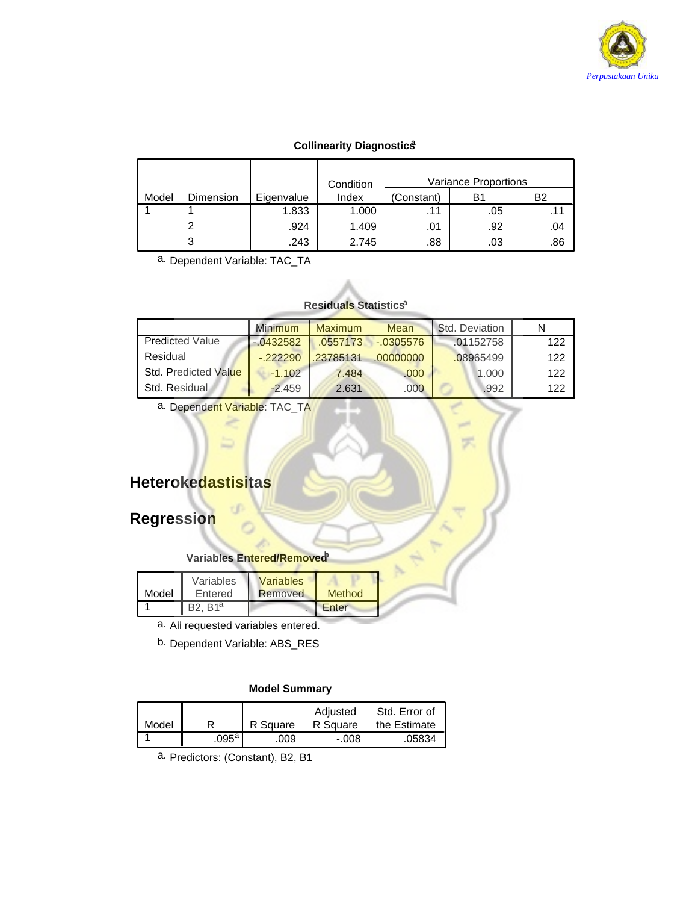**Collinearity Diagnostics[a]**

| Model | Dimension | Eigenvalue | Condition Index | Variance Proportions | | |
|---|---|---|---|---|---|---|
| | | | | (Constant) | B1 | B2 |
| 1 | 1 | 1.833 | 1.000 | .11 | .05 | .11 |
| | 2 | .924 | 1.409 | .01 | .92 | .04 |
| | 3 | .243 | 2.745 | .88 | .03 | .86 |

a. Dependent Variable: TAC_TA

**Residuals Statistics[a]**

| | Minimum | Maximum | Mean | Std. Deviation | N |
|---|---|---|---|---|---|
| Predicted Value | -.0432582 | .0557173 | -.0305576 | .01152758 | 122 |
| Residual | -.222290 | .23785131 | .00000000 | .08965499 | 122 |
| Std. Predicted Value | -1.102 | 7.484 | .000 | 1.000 | 122 |
| Std. Residual | -2.459 | 2.631 | .000 | .992 | 122 |

a. Dependent Variable: TAC_TA

## Heterokedastisitas

## Regression

**Variables Entered/Removed[b]**

| Model | Variables Entered | Variables Removed | Method |
|---|---|---|---|
| 1 | B2, B1[a] | . | Enter |

a. All requested variables entered.

b. Dependent Variable: ABS_RES

**Model Summary**

| Model | R | R Square | Adjusted R Square | Std. Error of the Estimate |
|---|---|---|---|---|
| 1 | .095[a] | .009 | -.008 | .05834 |

a. Predictors: (Constant), B2, B1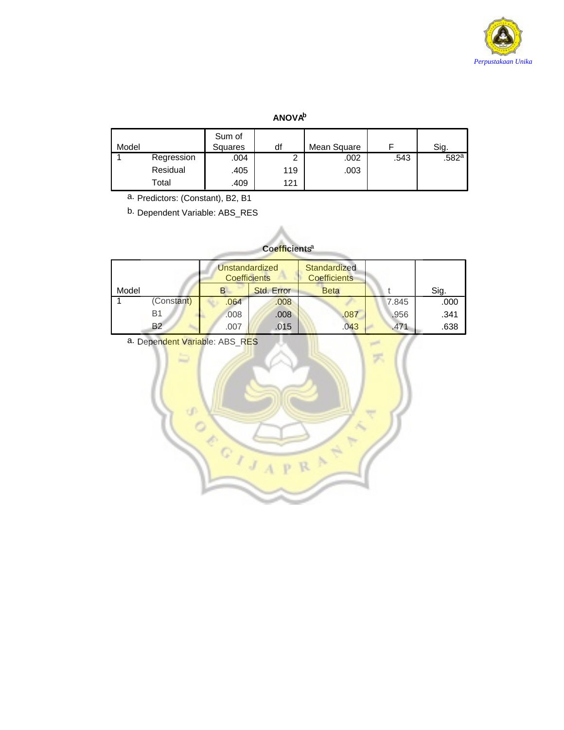**ANOVA[b]**

| Model | | Sum of Squares | df | Mean Square | F | Sig. |
|---|---|---|---|---|---|---|
| 1 | Regression | .004 | 2 | .002 | .543 | .582[a] |
| | Residual | .405 | 119 | .003 | | |
| | Total | .409 | 121 | | | |

a. Predictors: (Constant), B2, B1

b. Dependent Variable: ABS_RES

**Coefficients[a]**

| Model | | Unstandardized Coefficients | | Standardized Coefficients | t | Sig. |
|---|---|---|---|---|---|---|
| | | B | Std. Error | Beta | | |
| 1 | (Constant) | .064 | .008 | | 7.845 | .000 |
| | B1 | .008 | .008 | .087 | .956 | .341 |
| | B2 | .007 | .015 | .043 | .471 | .638 |

a. Dependent Variable: ABS_RES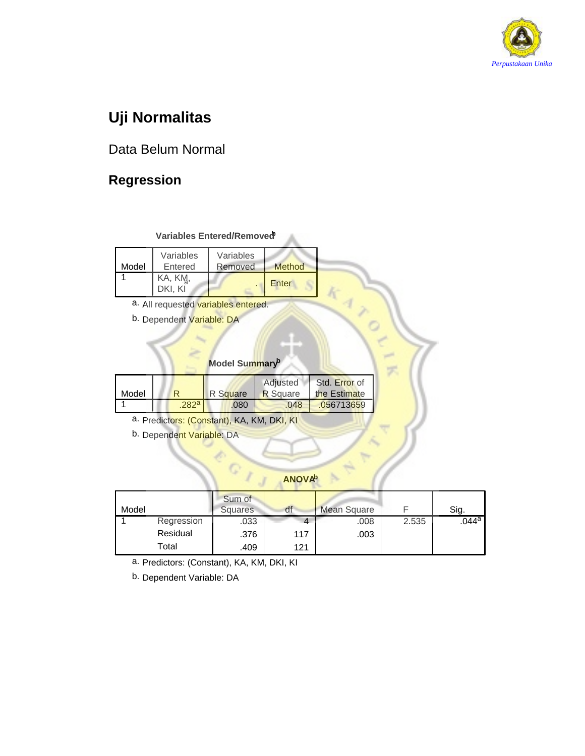## Uji Normalitas

Data Belum Normal

## Regression

**Variables Entered/Removed[b]**

| Model | Variables Entered | Variables Removed | Method |
|---|---|---|---|
| 1 | KA, KM, DKI, KI[a] | . | Enter |

a. All requested variables entered.

b. Dependent Variable: DA

**Model Summary[b]**

| Model | R | R Square | Adjusted R Square | Std. Error of the Estimate |
|---|---|---|---|---|
| 1 | .282[a] | .080 | .048 | .056713659 |

a. Predictors: (Constant), KA, KM, DKI, KI

b. Dependent Variable: DA

**ANOVA[b]**

| Model | | Sum of Squares | df | Mean Square | F | Sig. |
|---|---|---|---|---|---|---|
| 1 | Regression | .033 | 4 | .008 | 2.535 | .044[a] |
| | Residual | .376 | 117 | .003 | | |
| | Total | .409 | 121 | | | |

a. Predictors: (Constant), KA, KM, DKI, KI

b. Dependent Variable: DA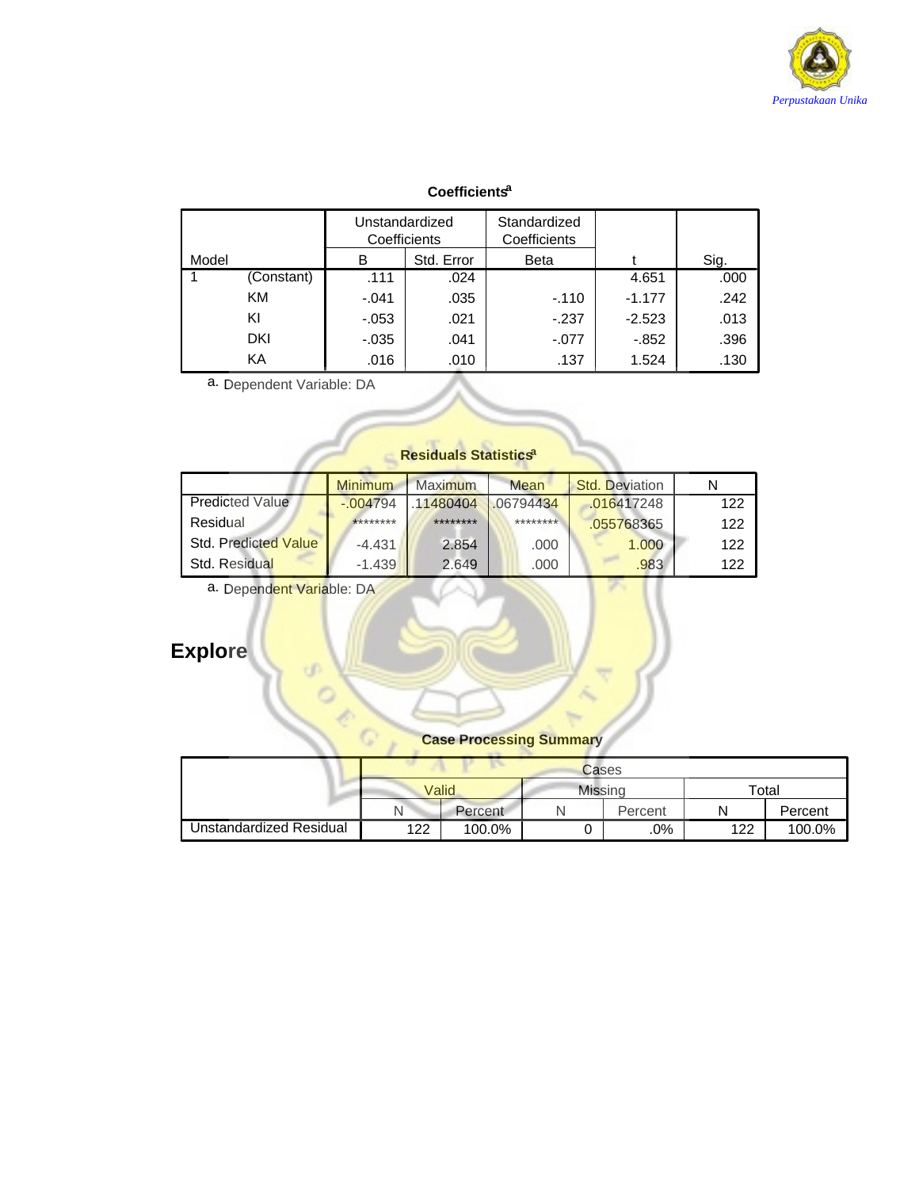**Coefficients[a]**

| Model | | Unstandardized Coefficients B | Unstandardized Coefficients Std. Error | Standardized Coefficients Beta | t | Sig. |
|---|---|---|---|---|---|---|
| 1 | (Constant) | .111 | .024 | | 4.651 | .000 |
| | KM | -.041 | .035 | -.110 | -1.177 | .242 |
| | KI | -.053 | .021 | -.237 | -2.523 | .013 |
| | DKI | -.035 | .041 | -.077 | -.852 | .396 |
| | KA | .016 | .010 | .137 | 1.524 | .130 |

a. Dependent Variable: DA

**Residuals Statistics[a]**

| | Minimum | Maximum | Mean | Std. Deviation | N |
|---|---|---|---|---|---|
| Predicted Value | -.004794 | .11480404 | .06794434 | .016417248 | 122 |
| Residual | ******** | ******** | ******** | .055768365 | 122 |
| Std. Predicted Value | -4.431 | 2.854 | .000 | 1.000 | 122 |
| Std. Residual | -1.439 | 2.649 | .000 | .983 | 122 |

a. Dependent Variable: DA

# Explore

**Case Processing Summary**

| | Cases | | | | | |
|---|---|---|---|---|---|---|
| | Valid | | Missing | | Total | |
| | N | Percent | N | Percent | N | Percent |
| Unstandardized Residual | 122 | 100.0% | 0 | .0% | 122 | 100.0% |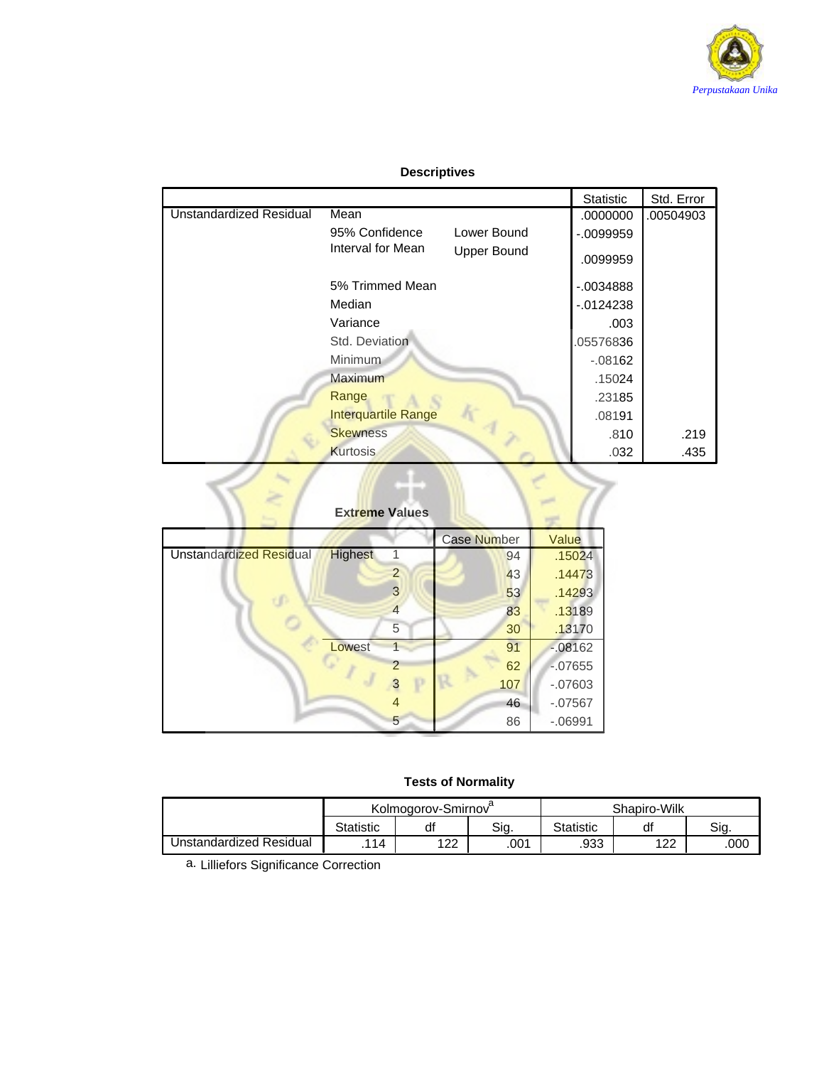**Descriptives**

| | | | Statistic | Std. Error |
|---|---|---|---|---|
| Unstandardized Residual | Mean | | .0000000 | .00504903 |
| | 95% Confidence Interval for Mean | Lower Bound | -.0099959 | |
| | | Upper Bound | .0099959 | |
| | 5% Trimmed Mean | | -.0034888 | |
| | Median | | -.0124238 | |
| | Variance | | .003 | |
| | Std. Deviation | | .05576836 | |
| | Minimum | | -.08162 | |
| | Maximum | | .15024 | |
| | Range | | .23185 | |
| | Interquartile Range | | .08191 | |
| | Skewness | | .810 | .219 |
| | Kurtosis | | .032 | .435 |

**Extreme Values**

| | | | Case Number | Value |
|---|---|---|---|---|
| Unstandardized Residual | Highest | 1 | 94 | .15024 |
| | | 2 | 43 | .14473 |
| | | 3 | 53 | .14293 |
| | | 4 | 83 | .13189 |
| | | 5 | 30 | .13170 |
| | Lowest | 1 | 91 | -.08162 |
| | | 2 | 62 | -.07655 |
| | | 3 | 107 | -.07603 |
| | | 4 | 46 | -.07567 |
| | | 5 | 86 | -.06991 |

**Tests of Normality**

| | Kolmogorov-Smirnov[a] | | | Shapiro-Wilk | | |
|---|---|---|---|---|---|---|
| | Statistic | df | Sig. | Statistic | df | Sig. |
| Unstandardized Residual | .114 | 122 | .001 | .933 | 122 | .000 |

a. Lilliefors Significance Correction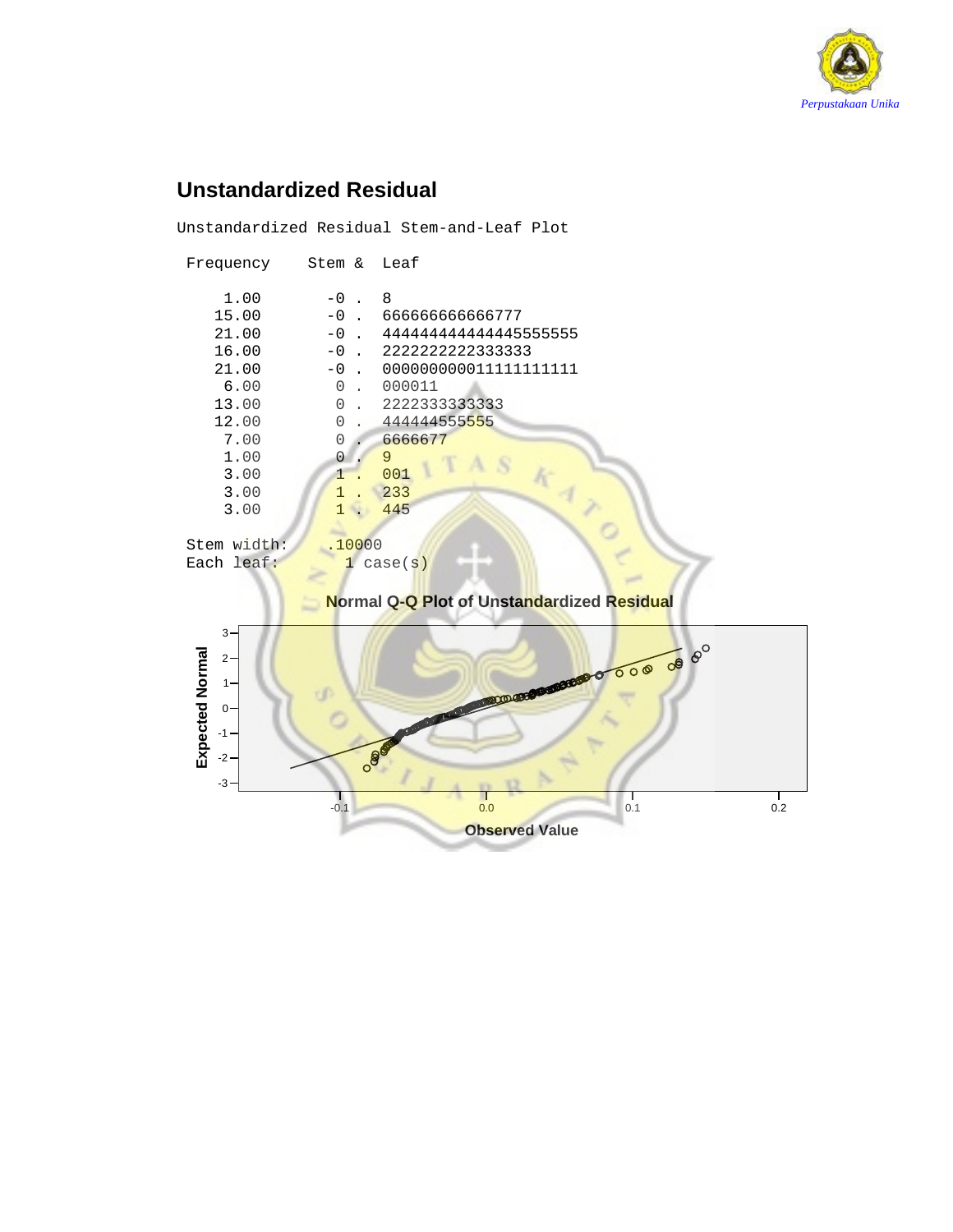## Unstandardized Residual

Unstandardized Residual Stem-and-Leaf Plot

```
 Frequency    Stem &  Leaf

     1.00      -0 .  8
    15.00      -0 .  666666666666777
    21.00      -0 .  444444444444445555555
    16.00      -0 .  2222222222333333
    21.00      -0 .  000000000011111111111
     6.00       0 .  000011
    13.00       0 .  2222333333333
    12.00       0 .  444444555555
     7.00       0 .  6666677
     1.00       0 .  9
     3.00       1 .  001
     3.00       1 .  233
     3.00       1 .  445

 Stem width:      .10000
 Each leaf:         1 case(s)
```

**Normal Q-Q Plot of Unstandardized Residual**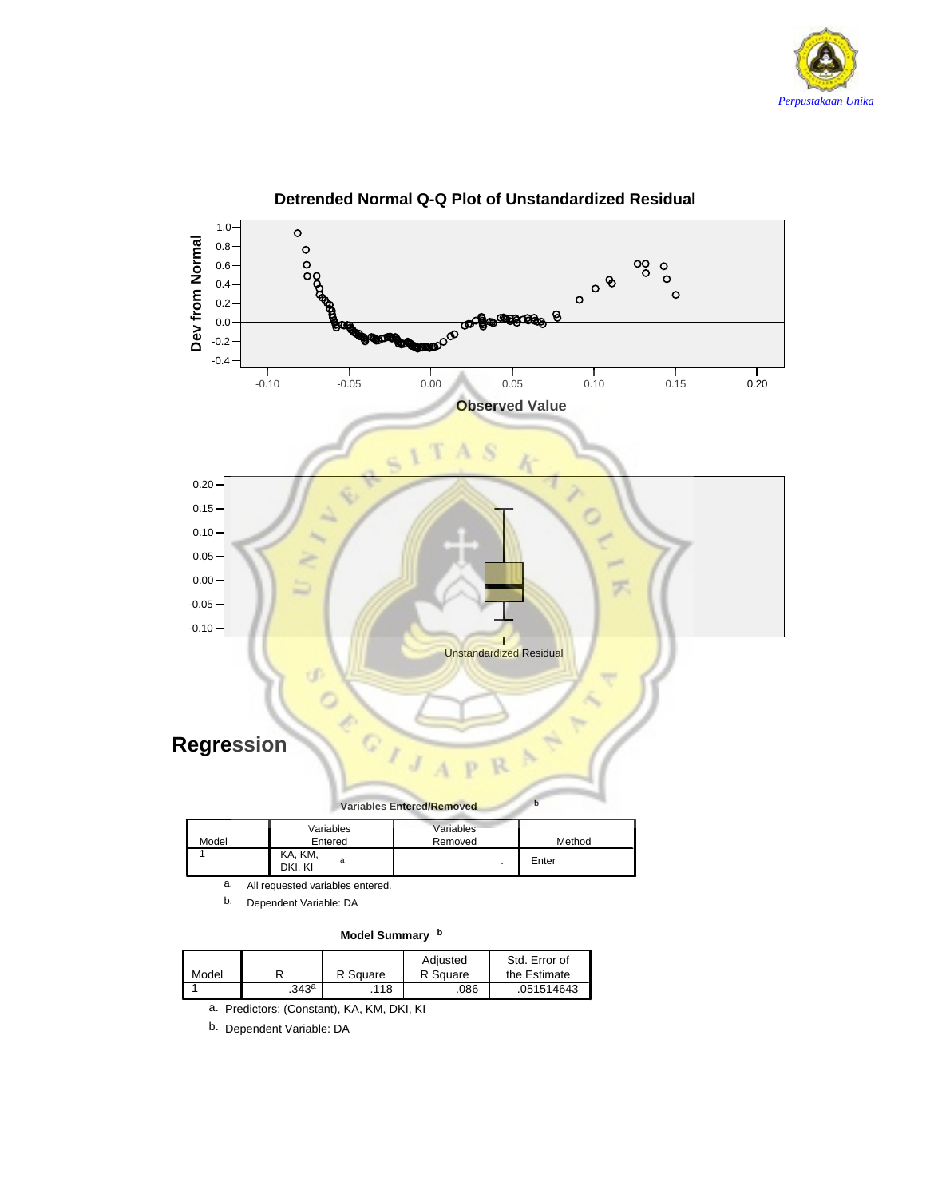**Detrended Normal Q-Q Plot of Unstandardized Residual**

Dev from Normal

Observed Value

Unstandardized Residual

## Regression

**Variables Entered/Removed** [b]

| Model | Variables Entered | Variables Removed | Method |
|---|---|---|---|
| 1 | KA, KM, DKI, KI [a] | . | Enter |

a. All requested variables entered.

b. Dependent Variable: DA

**Model Summary** [b]

| Model | R | R Square | Adjusted R Square | Std. Error of the Estimate |
|---|---|---|---|---|
| 1 | .343[a] | .118 | .086 | .051514643 |

a. Predictors: (Constant), KA, KM, DKI, KI

b. Dependent Variable: DA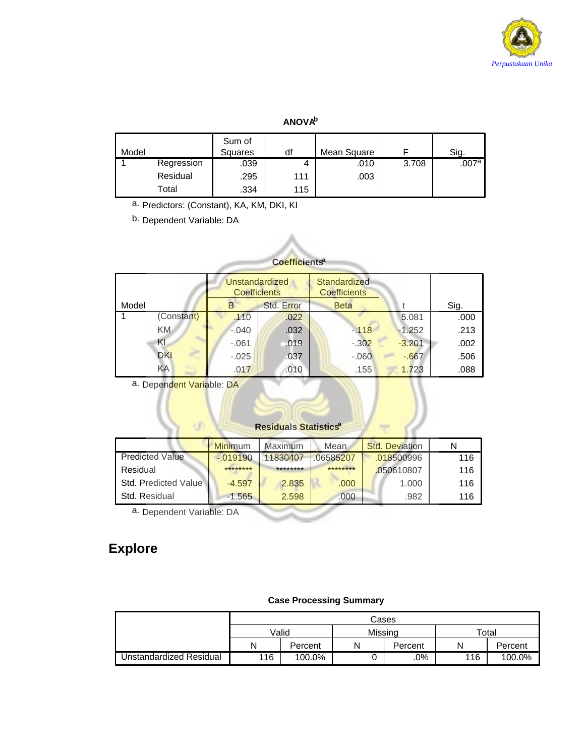**ANOVA[b]**

| Model | | Sum of Squares | df | Mean Square | F | Sig. |
|---|---|---|---|---|---|---|
| 1 | Regression | .039 | 4 | .010 | 3.708 | .007[a] |
| | Residual | .295 | 111 | .003 | | |
| | Total | .334 | 115 | | | |

a. Predictors: (Constant), KA, KM, DKI, KI

b. Dependent Variable: DA

**Coefficients[a]**

| Model | | Unstandardized Coefficients | | Standardized Coefficients | t | Sig. |
|---|---|---|---|---|---|---|
| | | B | Std. Error | Beta | | |
| 1 | (Constant) | .110 | .022 | | 5.081 | .000 |
| | KM | -.040 | .032 | -.118 | -1.252 | .213 |
| | KI | -.061 | .019 | -.302 | -3.201 | .002 |
| | DKI | -.025 | .037 | -.060 | -.667 | .506 |
| | KA | .017 | .010 | .155 | 1.723 | .088 |

a. Dependent Variable: DA

**Residuals Statistics[a]**

| | Minimum | Maximum | Mean | Std. Deviation | N |
|---|---|---|---|---|---|
| Predicted Value | -.019190 | .11830407 | .06585207 | .018500996 | 116 |
| Residual | ******** | ******** | ******** | .050610807 | 116 |
| Std. Predicted Value | -4.597 | 2.835 | .000 | 1.000 | 116 |
| Std. Residual | -1.565 | 2.598 | .000 | .982 | 116 |

a. Dependent Variable: DA

# Explore

**Case Processing Summary**

| | Cases | | | | | |
|---|---|---|---|---|---|---|
| | Valid | | Missing | | Total | |
| | N | Percent | N | Percent | N | Percent |
| Unstandardized Residual | 116 | 100.0% | 0 | .0% | 116 | 100.0% |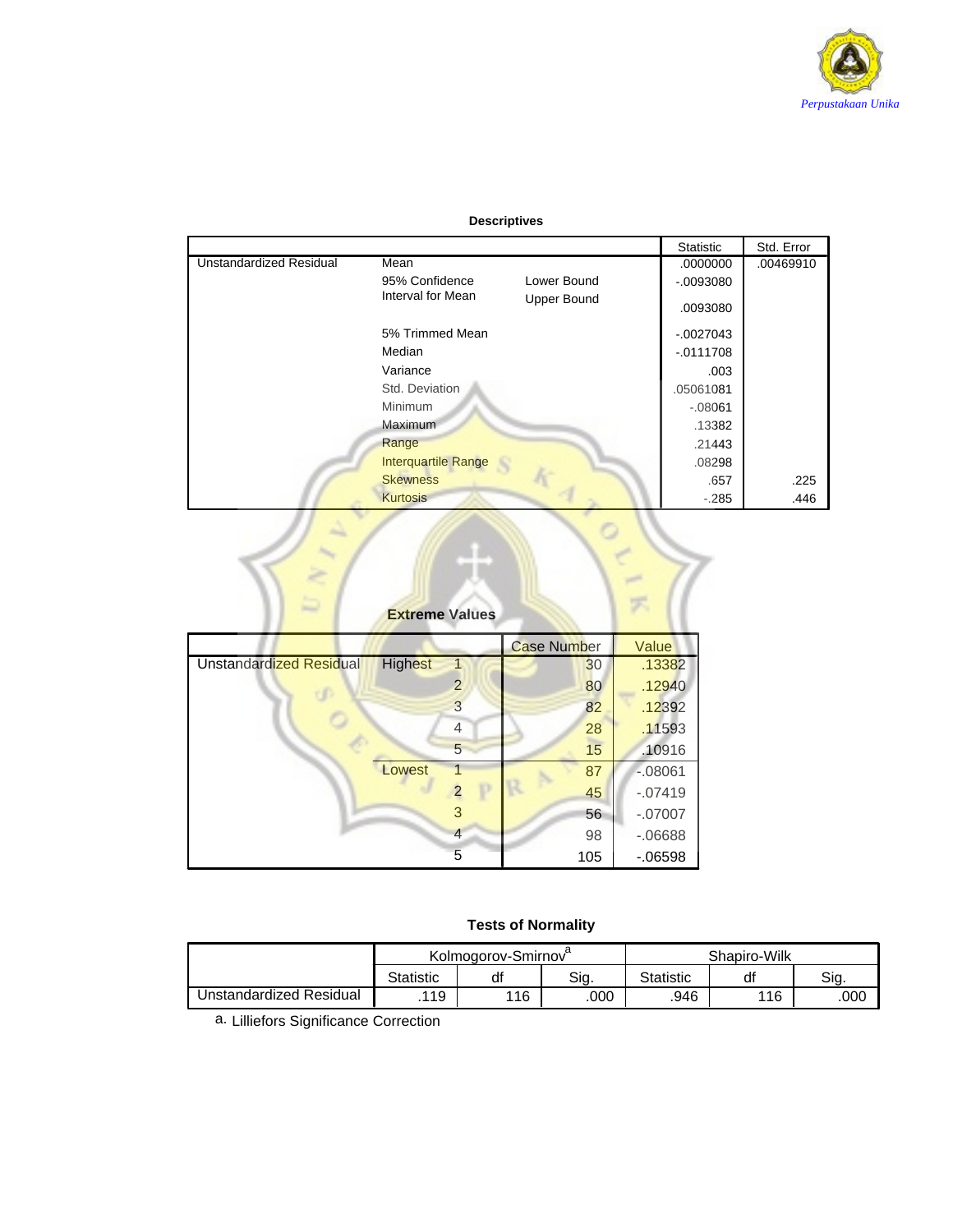**Descriptives**

| | | | Statistic | Std. Error |
|---|---|---|---|---|
| Unstandardized Residual | Mean | | .0000000 | .00469910 |
| | 95% Confidence Interval for Mean | Lower Bound | -.0093080 | |
| | | Upper Bound | .0093080 | |
| | 5% Trimmed Mean | | -.0027043 | |
| | Median | | -.0111708 | |
| | Variance | | .003 | |
| | Std. Deviation | | .05061081 | |
| | Minimum | | -.08061 | |
| | Maximum | | .13382 | |
| | Range | | .21443 | |
| | Interquartile Range | | .08298 | |
| | Skewness | | .657 | .225 |
| | Kurtosis | | -.285 | .446 |

**Extreme Values**

| | | | Case Number | Value |
|---|---|---|---|---|
| Unstandardized Residual | Highest | 1 | 30 | .13382 |
| | | 2 | 80 | .12940 |
| | | 3 | 82 | .12392 |
| | | 4 | 28 | .11593 |
| | | 5 | 15 | .10916 |
| | Lowest | 1 | 87 | -.08061 |
| | | 2 | 45 | -.07419 |
| | | 3 | 56 | -.07007 |
| | | 4 | 98 | -.06688 |
| | | 5 | 105 | -.06598 |

**Tests of Normality**

| | Kolmogorov-Smirnov[a] | | | Shapiro-Wilk | | |
|---|---|---|---|---|---|---|
| | Statistic | df | Sig. | Statistic | df | Sig. |
| Unstandardized Residual | .119 | 116 | .000 | .946 | 116 | .000 |

a. Lilliefors Significance Correction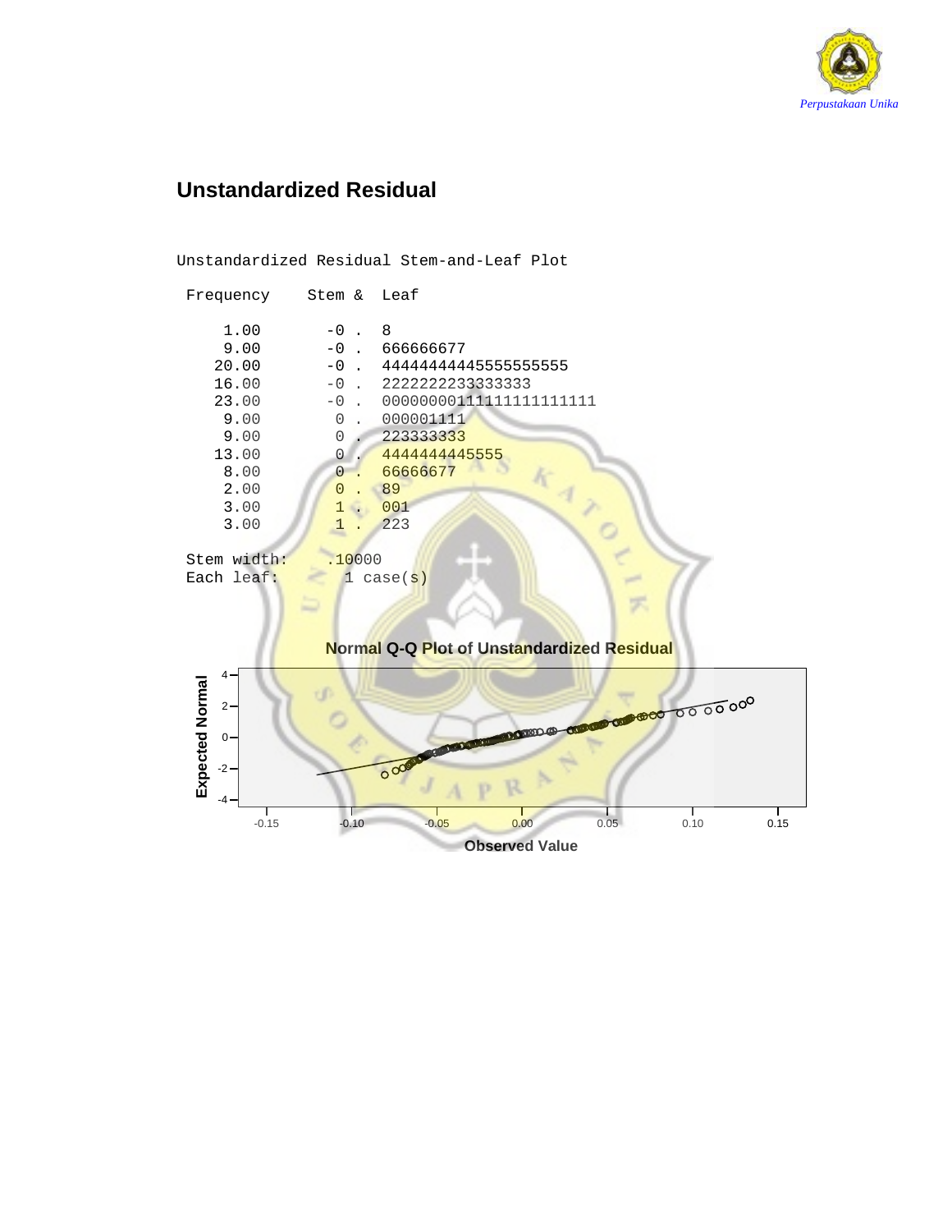## Unstandardized Residual

```
Unstandardized Residual Stem-and-Leaf Plot

 Frequency    Stem &  Leaf

     1.00       -0 .  8
     9.00       -0 .  666666677
    20.00       -0 .  44444444445555555555
    16.00       -0 .  2222222233333333
    23.00       -0 .  00000000111111111111111
     9.00        0 .  000001111
     9.00        0 .  223333333
    13.00        0 .  4444444445555
     8.00        0 .  66666677
     2.00        0 .  89
     3.00        1 .  001
     3.00        1 .  223

 Stem width:     .10000
 Each leaf:        1 case(s)
```

**Normal Q-Q Plot of Unstandardized Residual**

Expected Normal (y-axis: -4, -2, 0, 2, 4)

Observed Value (x-axis: -0.15, -0.10, -0.05, 0.00, 0.05, 0.10, 0.15)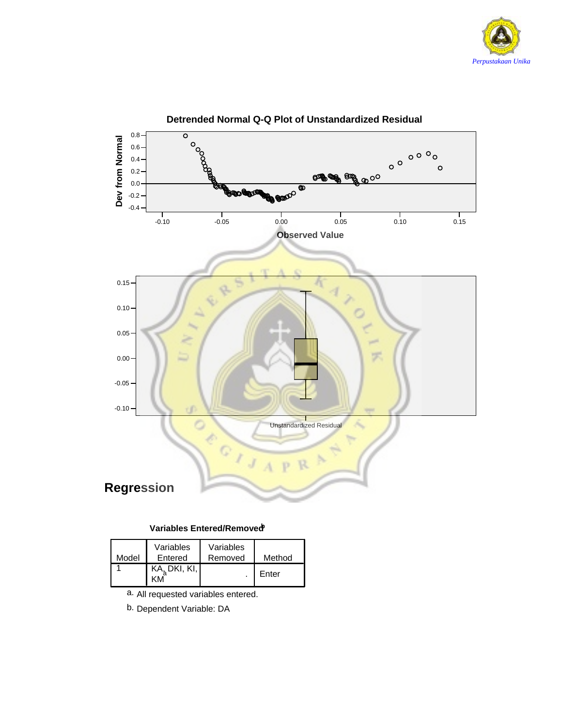Detrended Normal Q-Q Plot of Unstandardized Residual

# Regression

**Variables Entered/Removed[b]**

| Model | Variables Entered | Variables Removed | Method |
| --- | --- | --- | --- |
| 1 | KA, DKI, KI, KM[a] | . | Enter |

a. All requested variables entered.

b. Dependent Variable: DA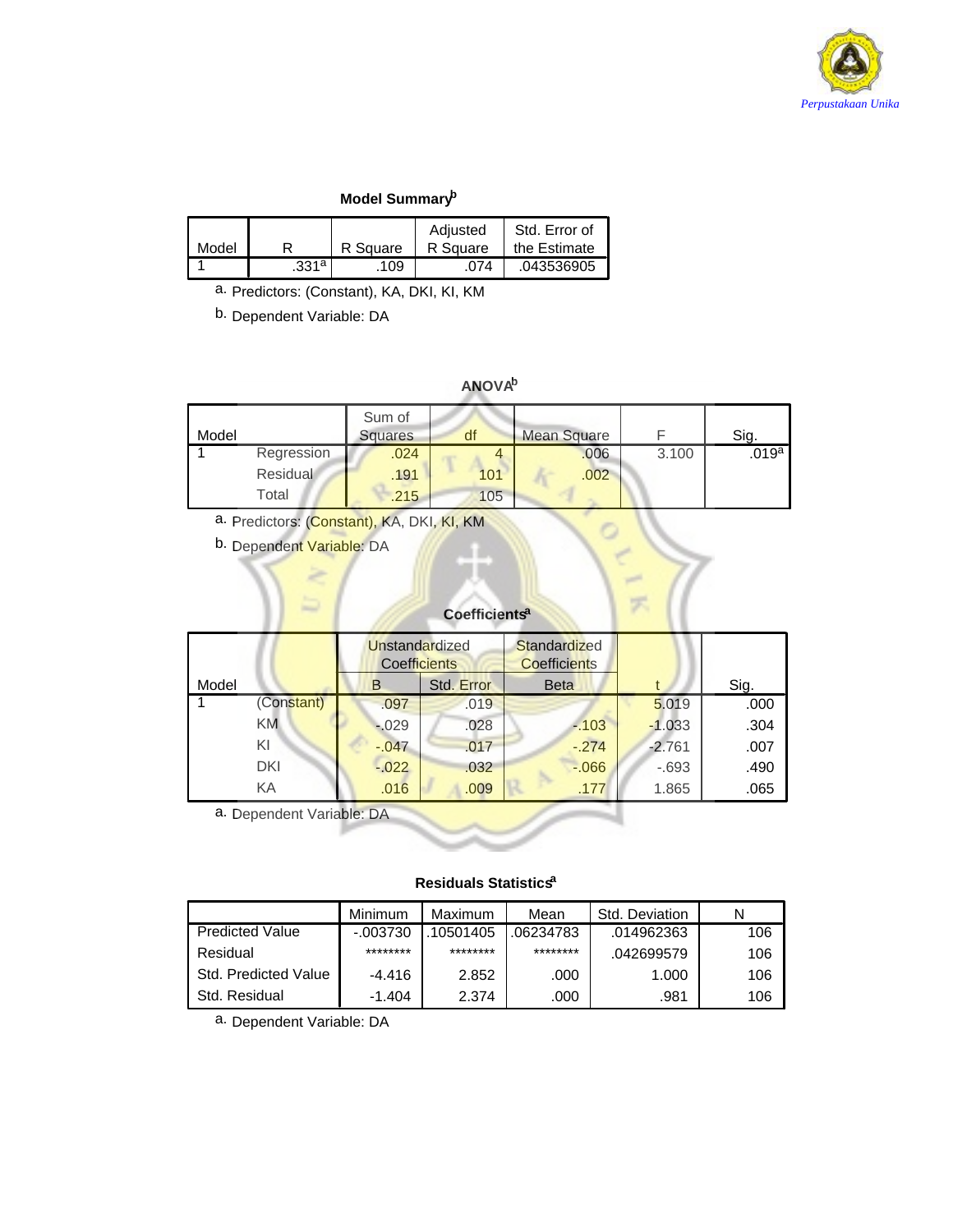**Model Summary[b]**

| Model | R | R Square | Adjusted R Square | Std. Error of the Estimate |
|---|---|---|---|---|
| 1 | .331[a] | .109 | .074 | .043536905 |

a. Predictors: (Constant), KA, DKI, KI, KM

b. Dependent Variable: DA

**ANOVA[b]**

| Model | | Sum of Squares | df | Mean Square | F | Sig. |
|---|---|---|---|---|---|---|
| 1 | Regression | .024 | 4 | .006 | 3.100 | .019[a] |
| | Residual | .191 | 101 | .002 | | |
| | Total | .215 | 105 | | | |

a. Predictors: (Constant), KA, DKI, KI, KM

b. Dependent Variable: DA

**Coefficients[a]**

| Model | | Unstandardized Coefficients | | Standardized Coefficients | t | Sig. |
|---|---|---|---|---|---|---|
| | | B | Std. Error | Beta | | |
| 1 | (Constant) | .097 | .019 | | 5.019 | .000 |
| | KM | -.029 | .028 | -.103 | -1.033 | .304 |
| | KI | -.047 | .017 | -.274 | -2.761 | .007 |
| | DKI | -.022 | .032 | -.066 | -.693 | .490 |
| | KA | .016 | .009 | .177 | 1.865 | .065 |

a. Dependent Variable: DA

**Residuals Statistics[a]**

| | Minimum | Maximum | Mean | Std. Deviation | N |
|---|---|---|---|---|---|
| Predicted Value | -.003730 | .10501405 | .06234783 | .014962363 | 106 |
| Residual | ******** | ******** | ******** | .042699579 | 106 |
| Std. Predicted Value | -4.416 | 2.852 | .000 | 1.000 | 106 |
| Std. Residual | -1.404 | 2.374 | .000 | .981 | 106 |

a. Dependent Variable: DA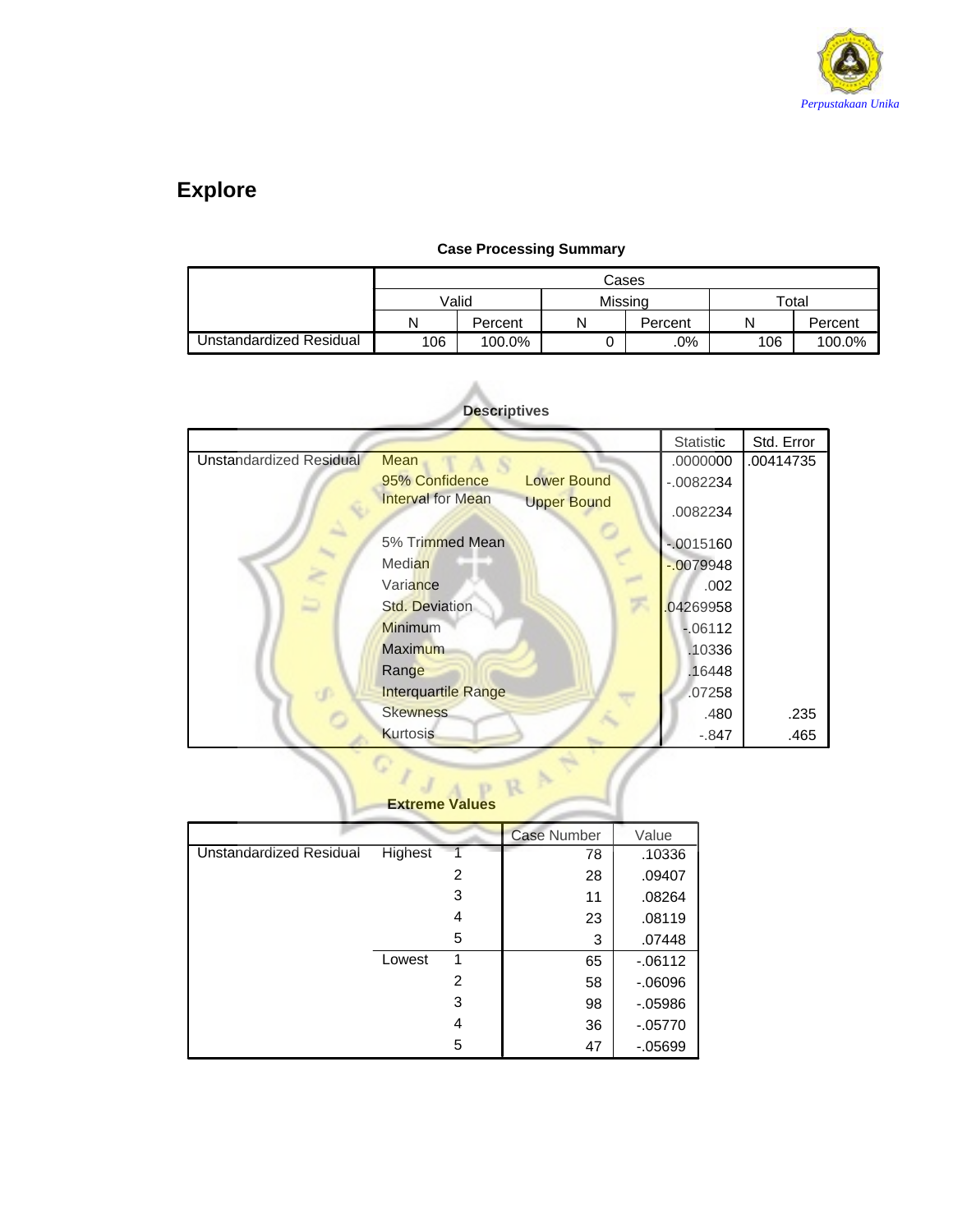# Explore

**Case Processing Summary**

| | Cases | | | | | |
|---|---|---|---|---|---|---|
| | Valid | | Missing | | Total | |
| | N | Percent | N | Percent | N | Percent |
| Unstandardized Residual | 106 | 100.0% | 0 | .0% | 106 | 100.0% |

**Descriptives**

| | | | Statistic | Std. Error |
|---|---|---|---|---|
| Unstandardized Residual | Mean | | .0000000 | .00414735 |
| | 95% Confidence Interval for Mean | Lower Bound | -.0082234 | |
| | | Upper Bound | .0082234 | |
| | 5% Trimmed Mean | | -.0015160 | |
| | Median | | -.0079948 | |
| | Variance | | .002 | |
| | Std. Deviation | | .04269958 | |
| | Minimum | | -.06112 | |
| | Maximum | | .10336 | |
| | Range | | .16448 | |
| | Interquartile Range | | .07258 | |
| | Skewness | | .480 | .235 |
| | Kurtosis | | -.847 | .465 |

**Extreme Values**

| | | | Case Number | Value |
|---|---|---|---|---|
| Unstandardized Residual | Highest | 1 | 78 | .10336 |
| | | 2 | 28 | .09407 |
| | | 3 | 11 | .08264 |
| | | 4 | 23 | .08119 |
| | | 5 | 3 | .07448 |
| | Lowest | 1 | 65 | -.06112 |
| | | 2 | 58 | -.06096 |
| | | 3 | 98 | -.05986 |
| | | 4 | 36 | -.05770 |
| | | 5 | 47 | -.05699 |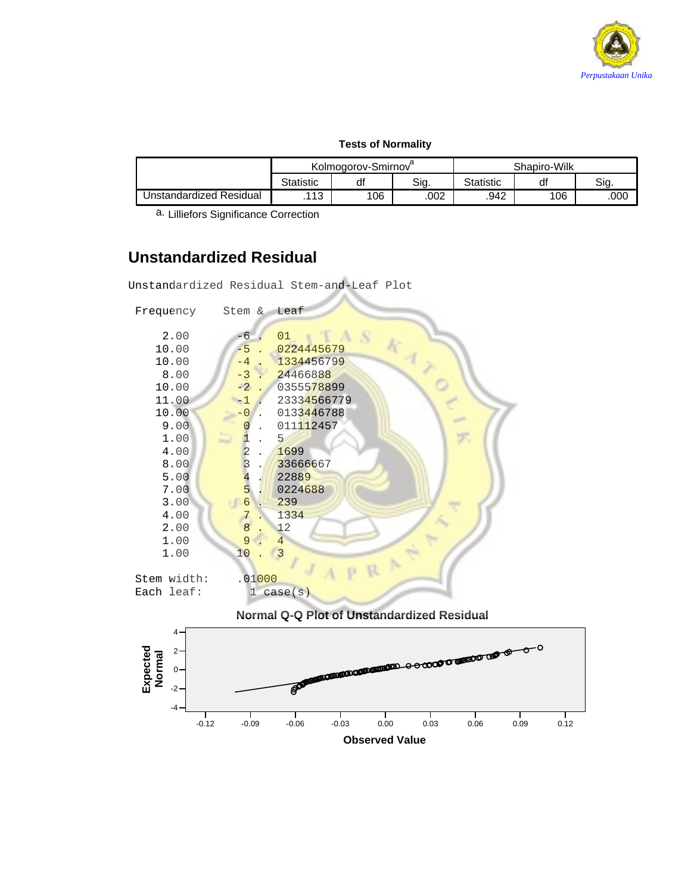**Tests of Normality**

| | Kolmogorov-Smirnov[a] | | | Shapiro-Wilk | | |
|---|---|---|---|---|---|---|
| | Statistic | df | Sig. | Statistic | df | Sig. |
| Unstandardized Residual | .113 | 106 | .002 | .942 | 106 | .000 |

a. Lilliefors Significance Correction

## Unstandardized Residual

```
Unstandardized Residual Stem-and-Leaf Plot

 Frequency    Stem &  Leaf

     2.00       -6 .  01
    10.00       -5 .  0224445679
    10.00       -4 .  1334456799
     8.00       -3 .  24466888
    10.00       -2 .  0355578899
    11.00       -1 .  23334566779
    10.00       -0 .  0133446788
     9.00        0 .  011112457
     1.00        1 .  5
     4.00        2 .  1699
     8.00        3 .  33666667
     5.00        4 .  22889
     7.00        5 .  0224688
     3.00        6 .  239
     4.00        7 .  1334
     2.00        8 .  12
     1.00        9 .  4
     1.00       10 .  3

 Stem width:    .01000
 Each leaf:       1 case(s)
```

**Normal Q-Q Plot of Unstandardized Residual**

Expected Normal (y-axis: -4, -2, 0, 2, 4)

Observed Value (x-axis: -0.12, -0.09, -0.06, -0.03, 0.00, 0.03, 0.06, 0.09, 0.12)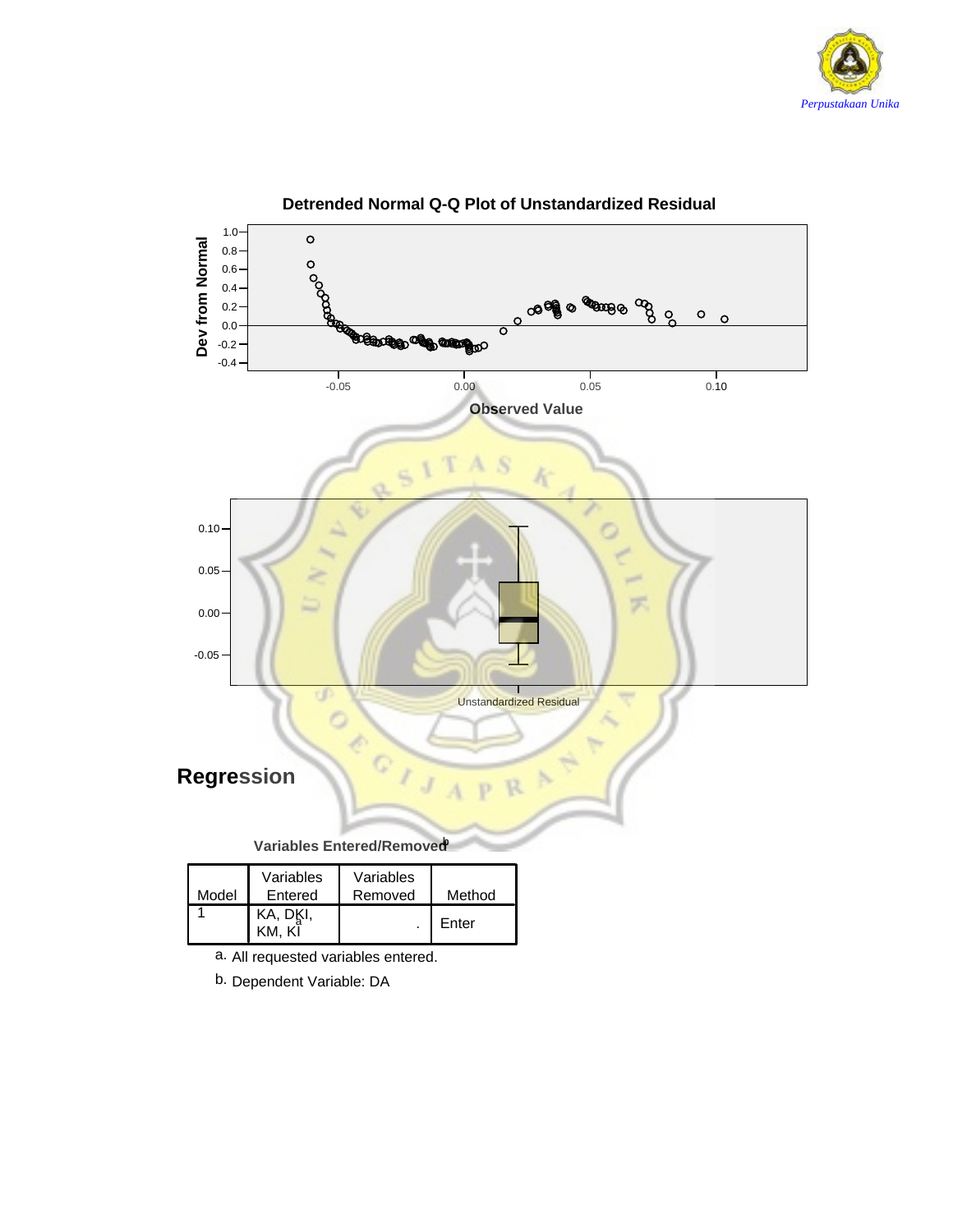**Detrended Normal Q-Q Plot of Unstandardized Residual**

# Regression

**Variables Entered/Removed[b]**

| Model | Variables Entered | Variables Removed | Method |
|---|---|---|---|
| 1 | KA, DKI, KM, KI[a] | . | Enter |

a. All requested variables entered.

b. Dependent Variable: DA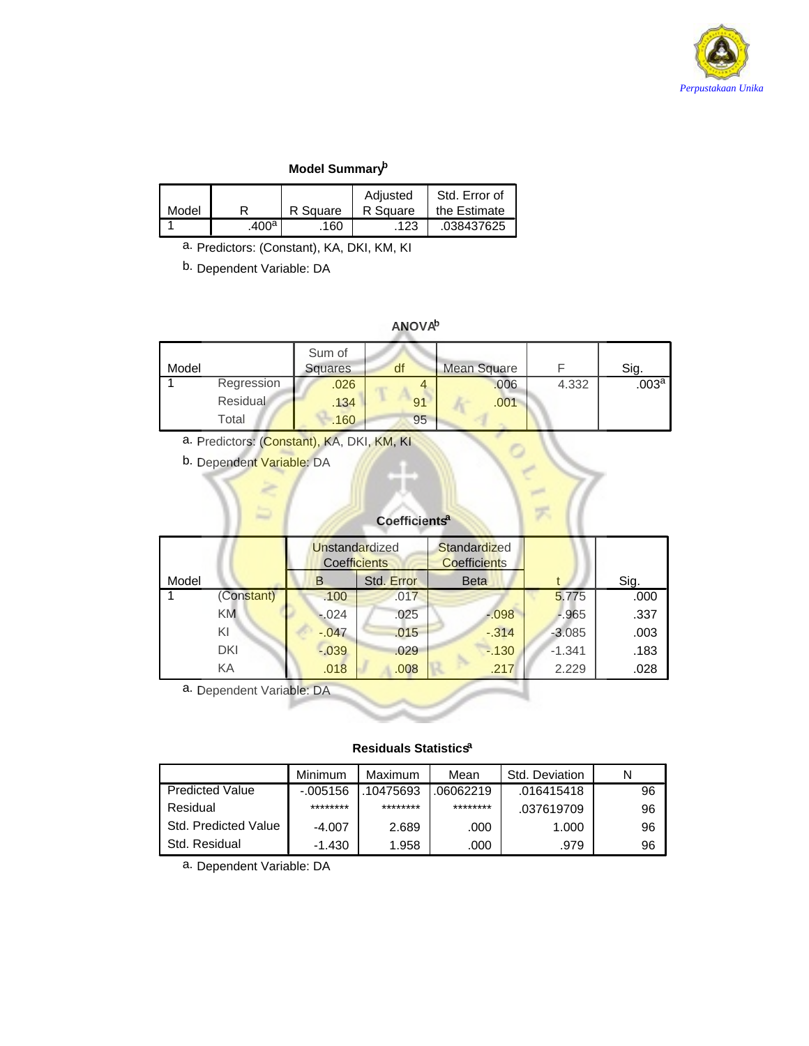**Model Summary[b]**

| Model | R | R Square | Adjusted R Square | Std. Error of the Estimate |
|---|---|---|---|---|
| 1 | .400[a] | .160 | .123 | .038437625 |

a. Predictors: (Constant), KA, DKI, KM, KI

b. Dependent Variable: DA

**ANOVA[b]**

| Model | | Sum of Squares | df | Mean Square | F | Sig. |
|---|---|---|---|---|---|---|
| 1 | Regression | .026 | 4 | .006 | 4.332 | .003[a] |
| | Residual | .134 | 91 | .001 | | |
| | Total | .160 | 95 | | | |

a. Predictors: (Constant), KA, DKI, KM, KI

b. Dependent Variable: DA

**Coefficients[a]**

| Model | | Unstandardized Coefficients | | Standardized Coefficients | t | Sig. |
|---|---|---|---|---|---|---|
| | | B | Std. Error | Beta | | |
| 1 | (Constant) | .100 | .017 | | 5.775 | .000 |
| | KM | -.024 | .025 | -.098 | -.965 | .337 |
| | KI | -.047 | .015 | -.314 | -3.085 | .003 |
| | DKI | -.039 | .029 | -.130 | -1.341 | .183 |
| | KA | .018 | .008 | .217 | 2.229 | .028 |

a. Dependent Variable: DA

**Residuals Statistics[a]**

| | Minimum | Maximum | Mean | Std. Deviation | N |
|---|---|---|---|---|---|
| Predicted Value | -.005156 | .10475693 | .06062219 | .016415418 | 96 |
| Residual | ******** | ******** | ******** | .037619709 | 96 |
| Std. Predicted Value | -4.007 | 2.689 | .000 | 1.000 | 96 |
| Std. Residual | -1.430 | 1.958 | .000 | .979 | 96 |

a. Dependent Variable: DA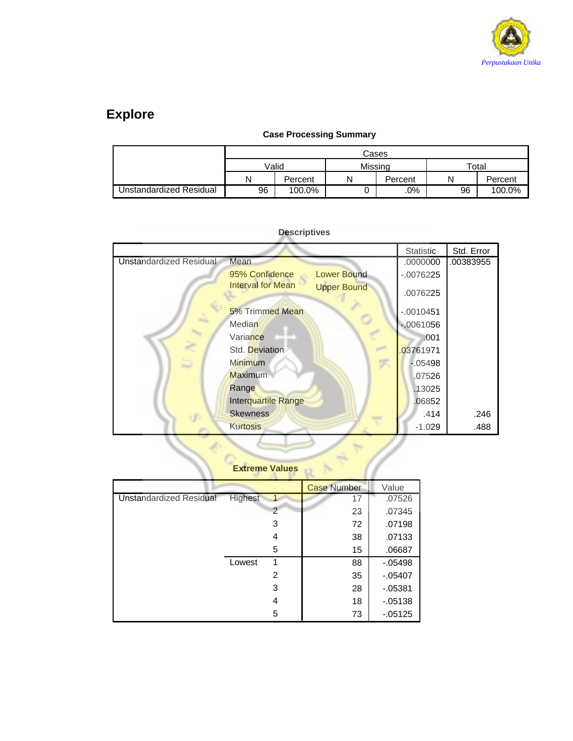# Explore

**Case Processing Summary**

| | Cases | | | | | |
|---|---|---|---|---|---|---|
| | Valid | | Missing | | Total | |
| | N | Percent | N | Percent | N | Percent |
| Unstandardized Residual | 96 | 100.0% | 0 | .0% | 96 | 100.0% |

**Descriptives**

| | | | Statistic | Std. Error |
|---|---|---|---|---|
| Unstandardized Residual | Mean | | .0000000 | .00383955 |
| | 95% Confidence Interval for Mean | Lower Bound | -.0076225 | |
| | | Upper Bound | .0076225 | |
| | 5% Trimmed Mean | | -.0010451 | |
| | Median | | -.0061056 | |
| | Variance | | .001 | |
| | Std. Deviation | | .03761971 | |
| | Minimum | | -.05498 | |
| | Maximum | | .07526 | |
| | Range | | .13025 | |
| | Interquartile Range | | .06852 | |
| | Skewness | | .414 | .246 |
| | Kurtosis | | -1.029 | .488 |

**Extreme Values**

| | | | Case Number | Value |
|---|---|---|---|---|
| Unstandardized Residual | Highest | 1 | 17 | .07526 |
| | | 2 | 23 | .07345 |
| | | 3 | 72 | .07198 |
| | | 4 | 38 | .07133 |
| | | 5 | 15 | .06687 |
| | Lowest | 1 | 88 | -.05498 |
| | | 2 | 35 | -.05407 |
| | | 3 | 28 | -.05381 |
| | | 4 | 18 | -.05138 |
| | | 5 | 73 | -.05125 |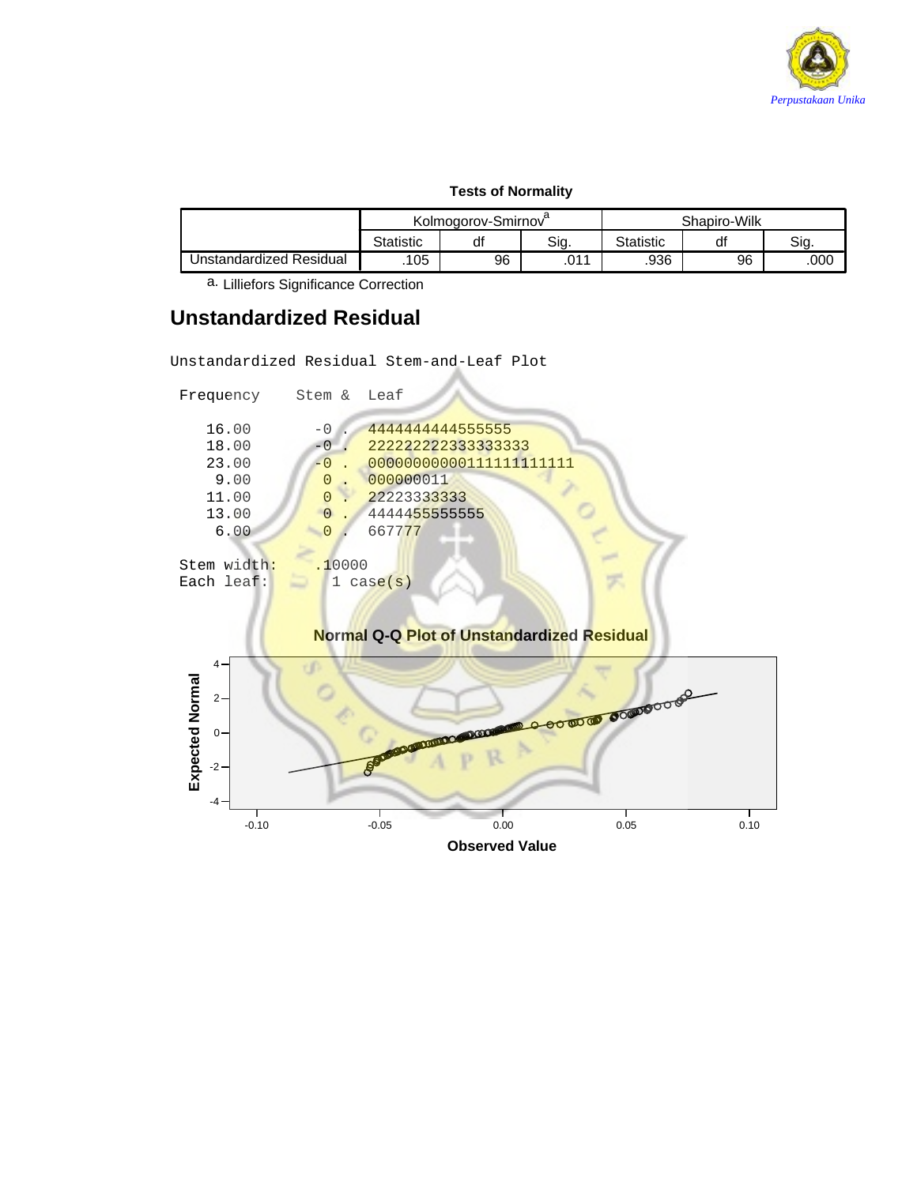**Tests of Normality**

| | Kolmogorov-Smirnov[a] | | | Shapiro-Wilk | | |
|---|---|---|---|---|---|---|
| | Statistic | df | Sig. | Statistic | df | Sig. |
| Unstandardized Residual | .105 | 96 | .011 | .936 | 96 | .000 |

a. Lilliefors Significance Correction

## Unstandardized Residual

```
Unstandardized Residual Stem-and-Leaf Plot

 Frequency    Stem &  Leaf

    16.00       -0 .  4444444444555555
    18.00       -0 .  222222222333333333
    23.00       -0 .  00000000000111111111111
     9.00        0 .  000000011
    11.00        0 .  22223333333
    13.00        0 .  4444455555555
     6.00        0 .  667777

 Stem width:    .10000
 Each leaf:       1 case(s)
```

**Normal Q-Q Plot of Unstandardized Residual**

Expected Normal

Observed Value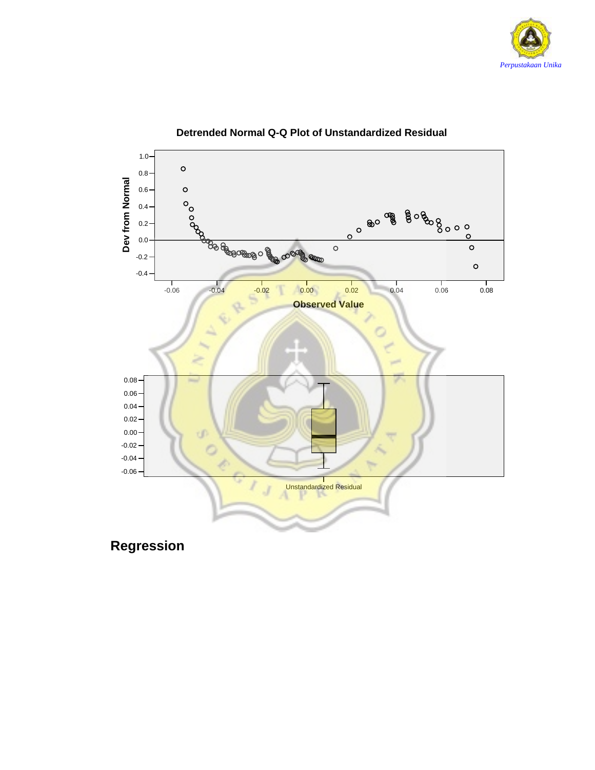**Detrended Normal Q-Q Plot of Unstandardized Residual**

# Regression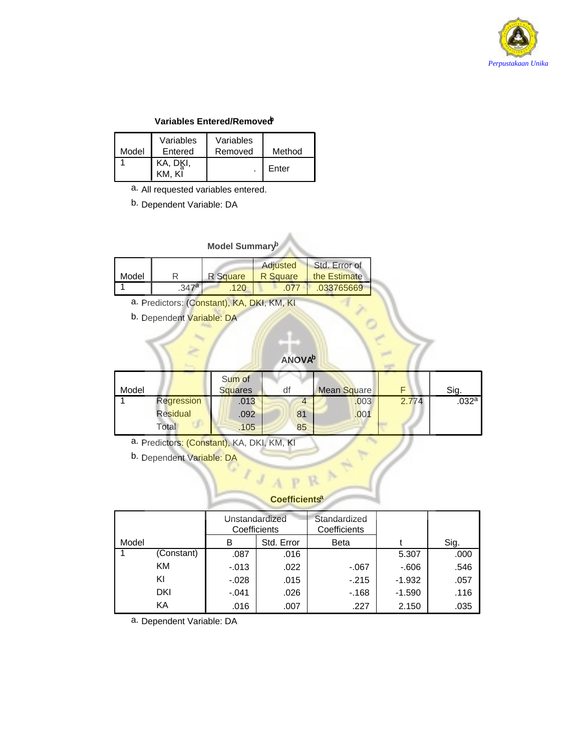**Variables Entered/Removed[b]**

| Model | Variables Entered | Variables Removed | Method |
|---|---|---|---|
| 1 | KA, DKI, KM, KI[a] | . | Enter |

a. All requested variables entered.

b. Dependent Variable: DA

**Model Summary[b]**

| Model | R | R Square | Adjusted R Square | Std. Error of the Estimate |
|---|---|---|---|---|
| 1 | .347[a] | .120 | .077 | .033765669 |

a. Predictors: (Constant), KA, DKI, KM, KI

b. Dependent Variable: DA

**ANOVA[b]**

| Model | | Sum of Squares | df | Mean Square | F | Sig. |
|---|---|---|---|---|---|---|
| 1 | Regression | .013 | 4 | .003 | 2.774 | .032[a] |
| | Residual | .092 | 81 | .001 | | |
| | Total | .105 | 85 | | | |

a. Predictors: (Constant), KA, DKI, KM, KI

b. Dependent Variable: DA

**Coefficients[a]**

| Model | | Unstandardized Coefficients | | Standardized Coefficients | t | Sig. |
|---|---|---|---|---|---|---|
| | | B | Std. Error | Beta | | |
| 1 | (Constant) | .087 | .016 | | 5.307 | .000 |
| | KM | -.013 | .022 | -.067 | -.606 | .546 |
| | KI | -.028 | .015 | -.215 | -1.932 | .057 |
| | DKI | -.041 | .026 | -.168 | -1.590 | .116 |
| | KA | .016 | .007 | .227 | 2.150 | .035 |

a. Dependent Variable: DA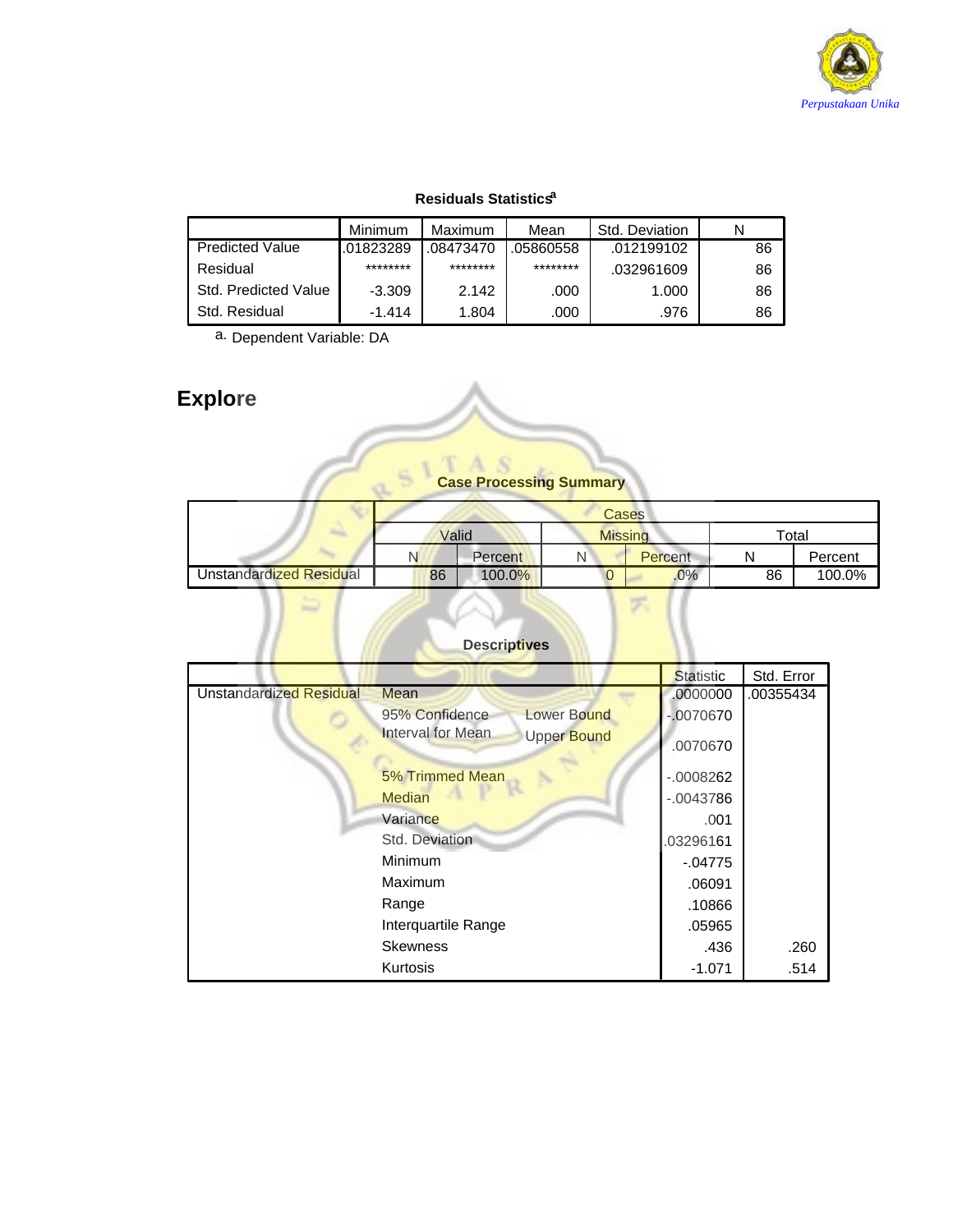**Residuals Statistics[a]**

| | Minimum | Maximum | Mean | Std. Deviation | N |
|---|---|---|---|---|---|
| Predicted Value | .01823289 | .08473470 | .05860558 | .012199102 | 86 |
| Residual | ******** | ******** | ******** | .032961609 | 86 |
| Std. Predicted Value | -3.309 | 2.142 | .000 | 1.000 | 86 |
| Std. Residual | -1.414 | 1.804 | .000 | .976 | 86 |

a. Dependent Variable: DA

# Explore

**Case Processing Summary**

| | Cases | | | | | |
|---|---|---|---|---|---|---|
| | Valid | | Missing | | Total | |
| | N | Percent | N | Percent | N | Percent |
| Unstandardized Residual | 86 | 100.0% | 0 | .0% | 86 | 100.0% |

**Descriptives**

| | | | Statistic | Std. Error |
|---|---|---|---|---|
| Unstandardized Residual | Mean | | .0000000 | .00355434 |
| | 95% Confidence Interval for Mean | Lower Bound | -.0070670 | |
| | | Upper Bound | .0070670 | |
| | 5% Trimmed Mean | | -.0008262 | |
| | Median | | -.0043786 | |
| | Variance | | .001 | |
| | Std. Deviation | | .03296161 | |
| | Minimum | | -.04775 | |
| | Maximum | | .06091 | |
| | Range | | .10866 | |
| | Interquartile Range | | .05965 | |
| | Skewness | | .436 | .260 |
| | Kurtosis | | -1.071 | .514 |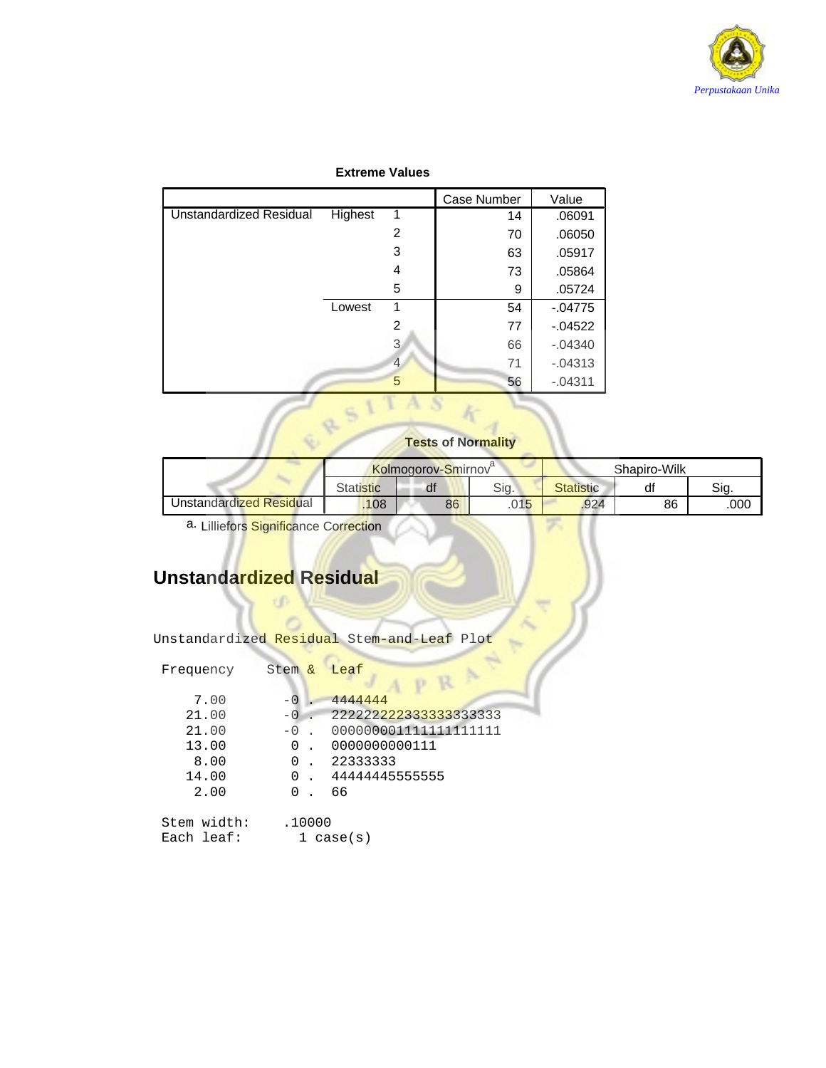**Extreme Values**

| | | | Case Number | Value |
|---|---|---|---|---|
| Unstandardized Residual | Highest | 1 | 14 | .06091 |
| | | 2 | 70 | .06050 |
| | | 3 | 63 | .05917 |
| | | 4 | 73 | .05864 |
| | | 5 | 9 | .05724 |
| | Lowest | 1 | 54 | -.04775 |
| | | 2 | 77 | -.04522 |
| | | 3 | 66 | -.04340 |
| | | 4 | 71 | -.04313 |
| | | 5 | 56 | -.04311 |

**Tests of Normality**

| | Kolmogorov-Smirnov[a] | | | Shapiro-Wilk | | |
|---|---|---|---|---|---|---|
| | Statistic | df | Sig. | Statistic | df | Sig. |
| Unstandardized Residual | .108 | 86 | .015 | .924 | 86 | .000 |

a. Lilliefors Significance Correction

## Unstandardized Residual

```
Unstandardized Residual Stem-and-Leaf Plot

 Frequency    Stem &  Leaf

     7.00       -0 .  4444444
    21.00       -0 .  222222222333333333333
    21.00       -0 .  000000001111111111111
    13.00        0 .  0000000000111
     8.00        0 .  22333333
    14.00        0 .  44444445555555
     2.00        0 .  66

 Stem width:    .10000
 Each leaf:       1 case(s)
```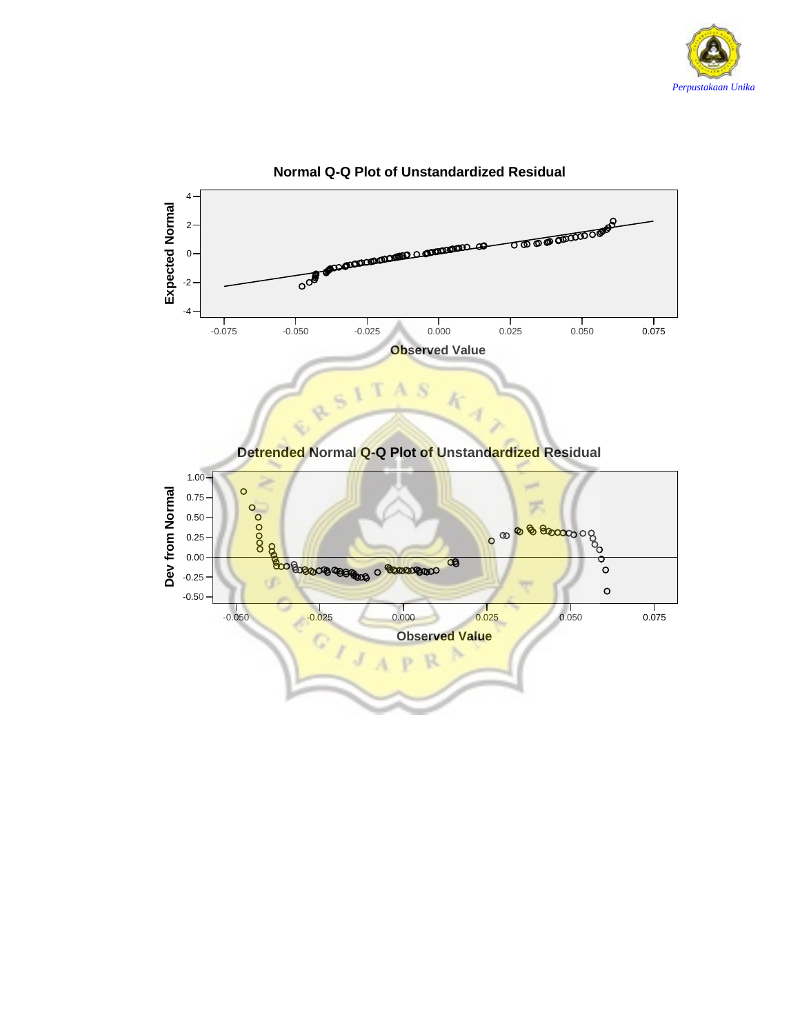**Normal Q-Q Plot of Unstandardized Residual**

**Detrended Normal Q-Q Plot of Unstandardized Residual**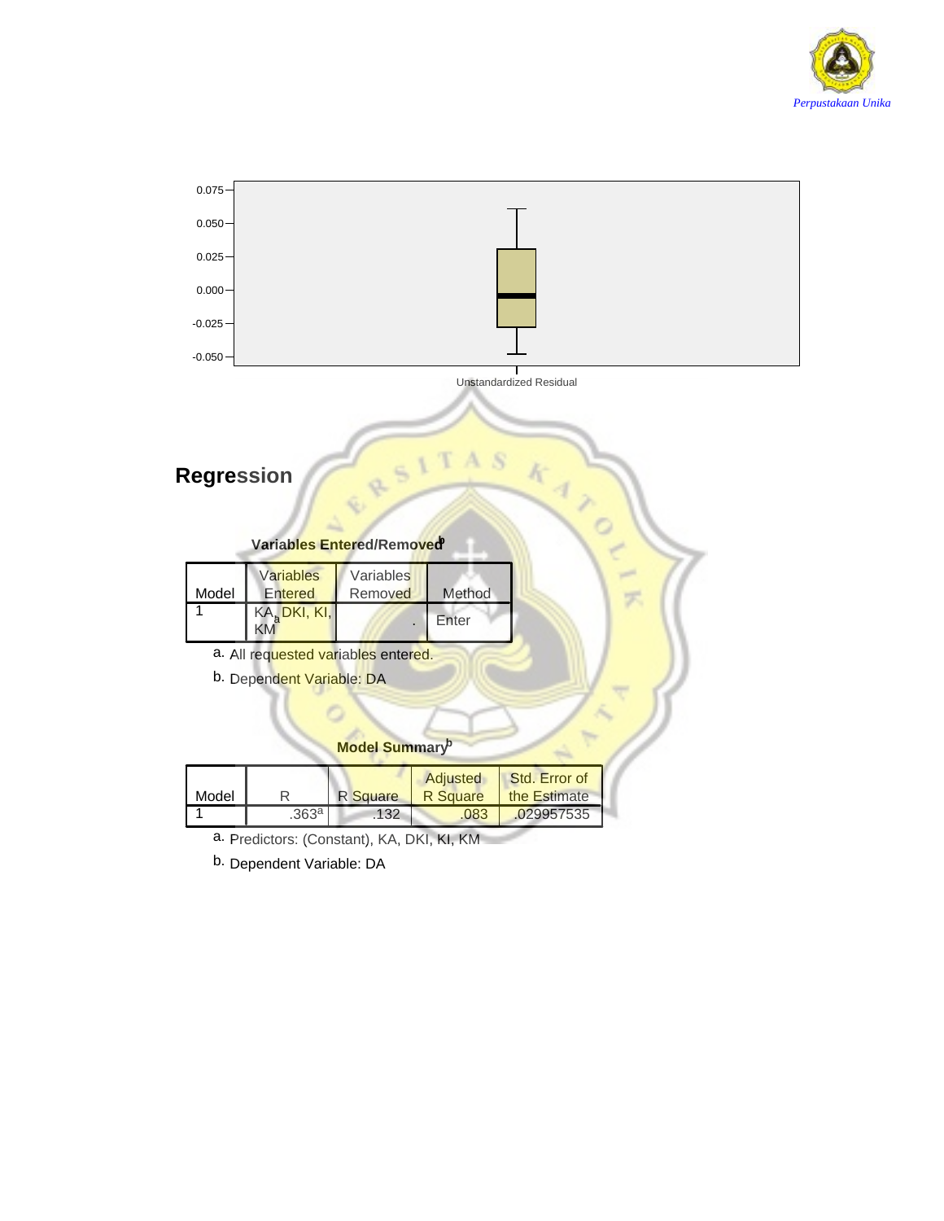0.075
0.050
0.025
0.000
-0.025
-0.050

Unstandardized Residual

# Regression

**Variables Entered/Removed**[b]

| Model | Variables Entered | Variables Removed | Method |
|---|---|---|---|
| 1 | KA, DKI, KI, KM[a] | . | Enter |

a. All requested variables entered.

b. Dependent Variable: DA

**Model Summary**[b]

| Model | R | R Square | Adjusted R Square | Std. Error of the Estimate |
|---|---|---|---|---|
| 1 | .363[a] | .132 | .083 | .029957535 |

a. Predictors: (Constant), KA, DKI, KI, KM

b. Dependent Variable: DA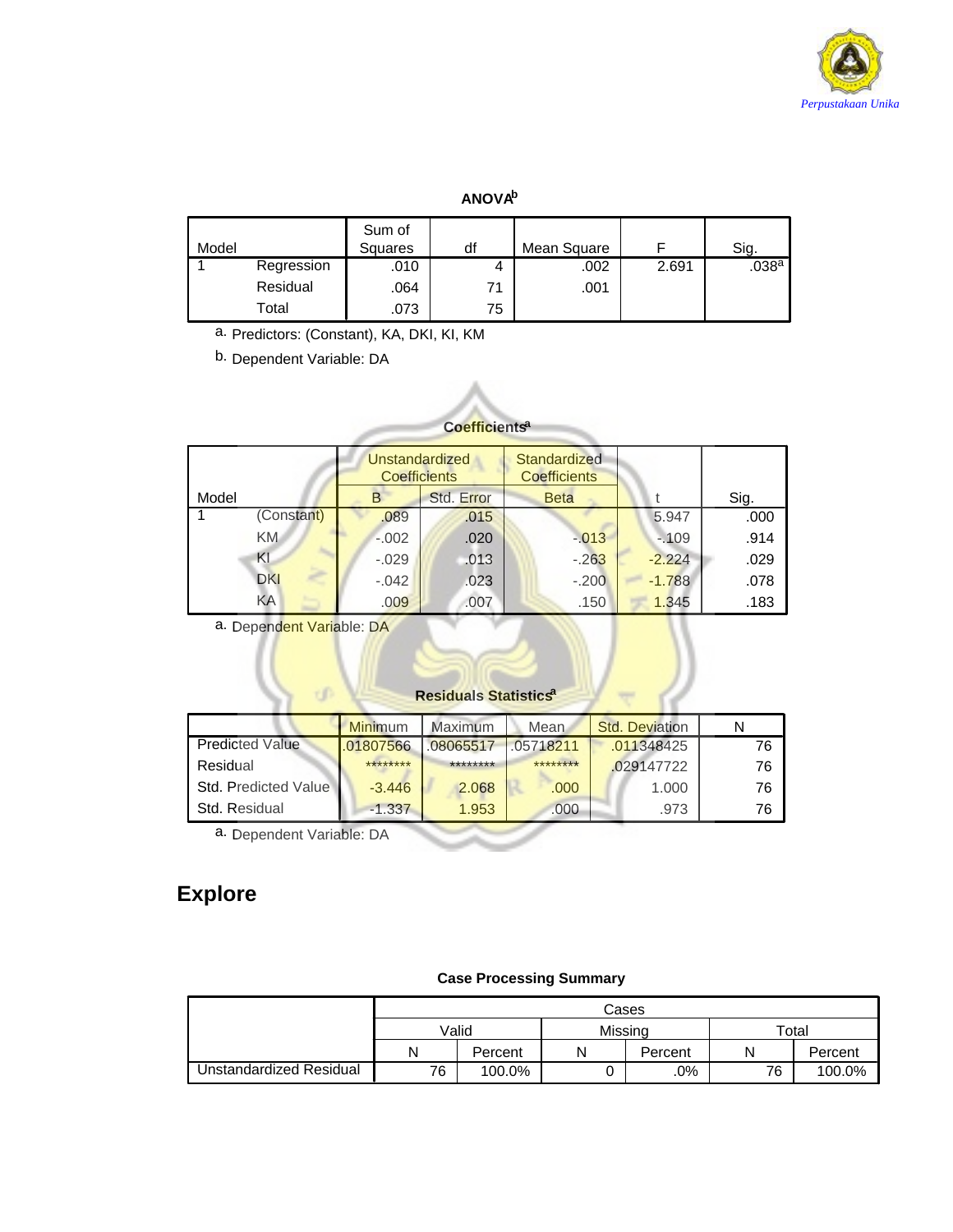**ANOVA[b]**

| Model | | Sum of Squares | df | Mean Square | F | Sig. |
|---|---|---|---|---|---|---|
| 1 | Regression | .010 | 4 | .002 | 2.691 | .038[a] |
| | Residual | .064 | 71 | .001 | | |
| | Total | .073 | 75 | | | |

a. Predictors: (Constant), KA, DKI, KI, KM

b. Dependent Variable: DA

**Coefficients[a]**

| Model | | Unstandardized Coefficients | | Standardized Coefficients | t | Sig. |
|---|---|---|---|---|---|---|
| | | B | Std. Error | Beta | | |
| 1 | (Constant) | .089 | .015 | | 5.947 | .000 |
| | KM | -.002 | .020 | -.013 | -.109 | .914 |
| | KI | -.029 | .013 | -.263 | -2.224 | .029 |
| | DKI | -.042 | .023 | -.200 | -1.788 | .078 |
| | KA | .009 | .007 | .150 | 1.345 | .183 |

a. Dependent Variable: DA

**Residuals Statistics[a]**

| | Minimum | Maximum | Mean | Std. Deviation | N |
|---|---|---|---|---|---|
| Predicted Value | .01807566 | .08065517 | .05718211 | .011348425 | 76 |
| Residual | ******** | ******** | ******** | .029147722 | 76 |
| Std. Predicted Value | -3.446 | 2.068 | .000 | 1.000 | 76 |
| Std. Residual | -1.337 | 1.953 | .000 | .973 | 76 |

a. Dependent Variable: DA

# Explore

**Case Processing Summary**

| | Cases | | | | | |
|---|---|---|---|---|---|---|
| | Valid | | Missing | | Total | |
| | N | Percent | N | Percent | N | Percent |
| Unstandardized Residual | 76 | 100.0% | 0 | .0% | 76 | 100.0% |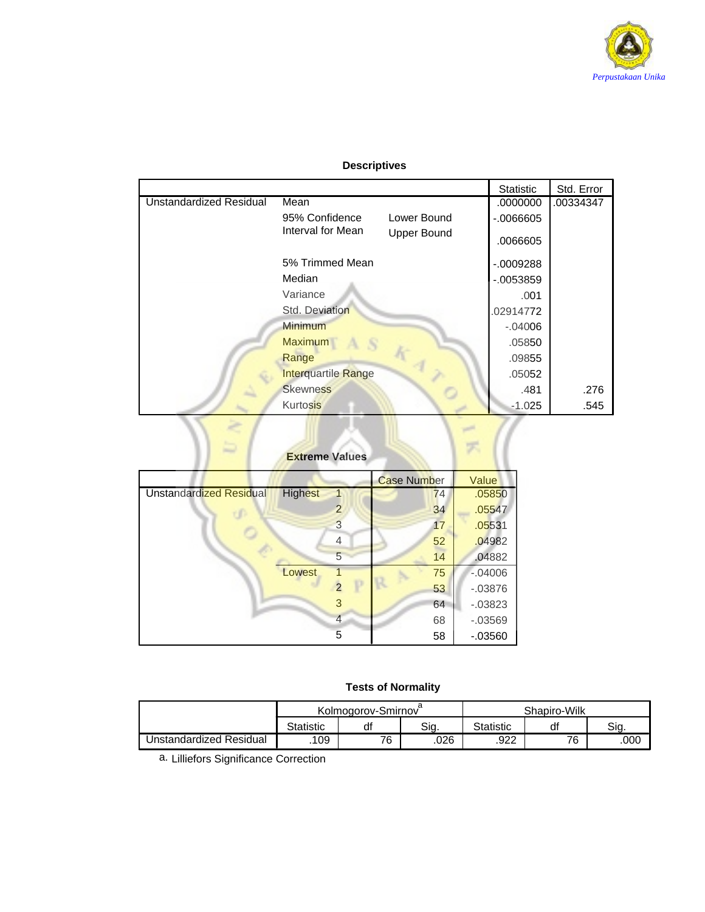**Descriptives**

| | | | Statistic | Std. Error |
|---|---|---|---|---|
| Unstandardized Residual | Mean | | .0000000 | .00334347 |
| | 95% Confidence Interval for Mean | Lower Bound | -.0066605 | |
| | | Upper Bound | .0066605 | |
| | 5% Trimmed Mean | | -.0009288 | |
| | Median | | -.0053859 | |
| | Variance | | .001 | |
| | Std. Deviation | | .02914772 | |
| | Minimum | | -.04006 | |
| | Maximum | | .05850 | |
| | Range | | .09855 | |
| | Interquartile Range | | .05052 | |
| | Skewness | | .481 | .276 |
| | Kurtosis | | -1.025 | .545 |

**Extreme Values**

| | | | Case Number | Value |
|---|---|---|---|---|
| Unstandardized Residual | Highest | 1 | 74 | .05850 |
| | | 2 | 34 | .05547 |
| | | 3 | 17 | .05531 |
| | | 4 | 52 | .04982 |
| | | 5 | 14 | .04882 |
| | Lowest | 1 | 75 | -.04006 |
| | | 2 | 53 | -.03876 |
| | | 3 | 64 | -.03823 |
| | | 4 | 68 | -.03569 |
| | | 5 | 58 | -.03560 |

**Tests of Normality**

| | Kolmogorov-Smirnov[a] | | | Shapiro-Wilk | | |
|---|---|---|---|---|---|---|
| | Statistic | df | Sig. | Statistic | df | Sig. |
| Unstandardized Residual | .109 | 76 | .026 | .922 | 76 | .000 |

a. Lilliefors Significance Correction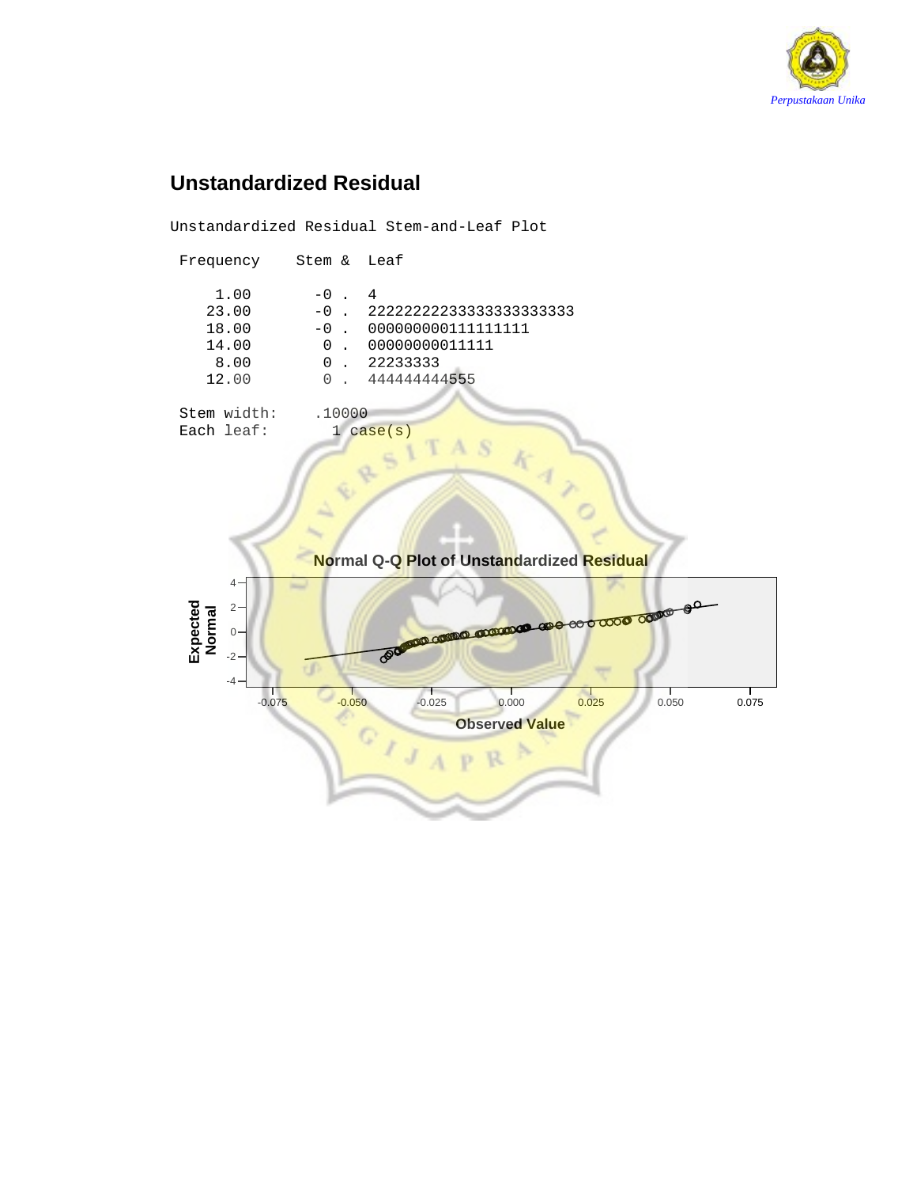## Unstandardized Residual

```
Unstandardized Residual Stem-and-Leaf Plot

 Frequency    Stem &  Leaf

     1.00       -0 .  4
    23.00       -0 .  22222222233333333333333
    18.00       -0 .  000000000111111111
    14.00        0 .  00000000011111
     8.00        0 .  22233333
    12.00        0 .  444444444555

 Stem width:    .10000
 Each leaf:       1 case(s)
```

**Normal Q-Q Plot of Unstandardized Residual**

Expected Normal

Observed Value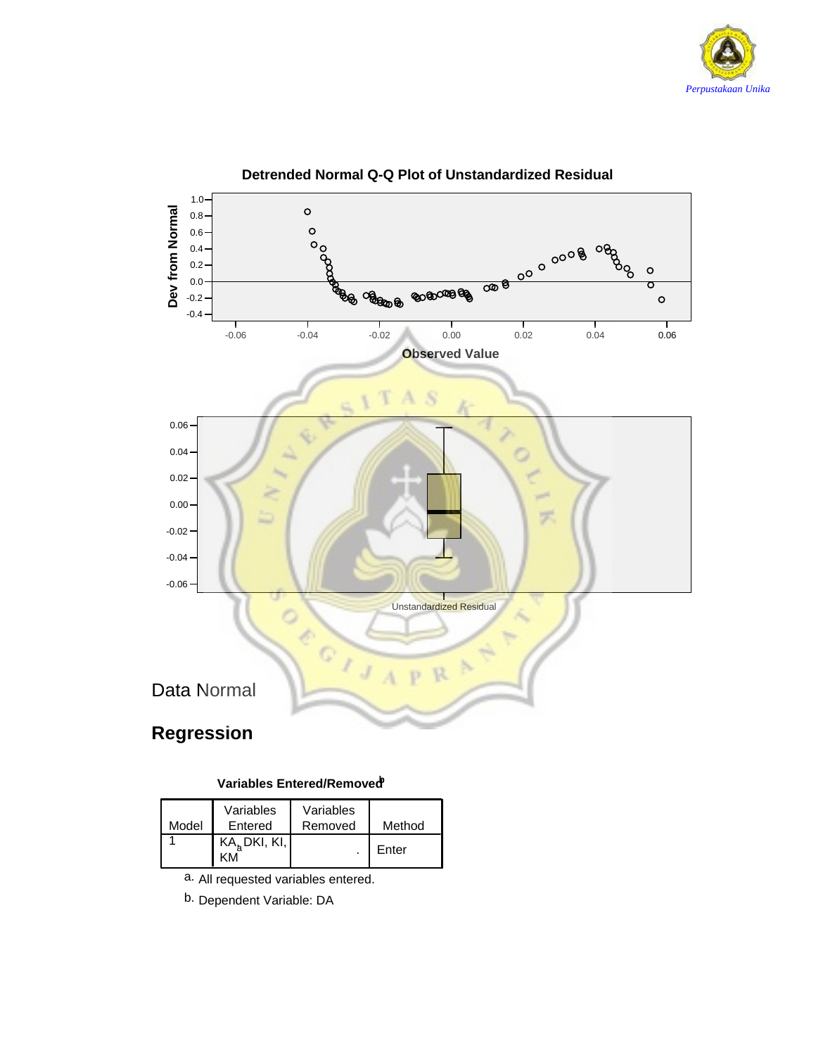Detrended Normal Q-Q Plot of Unstandardized Residual

Data Normal

## Regression

**Variables Entered/Removed**[b]

| Model | Variables Entered | Variables Removed | Method |
|---|---|---|---|
| 1 | KA, DKI, KI, KM[a] | . | Enter |

a. All requested variables entered.

b. Dependent Variable: DA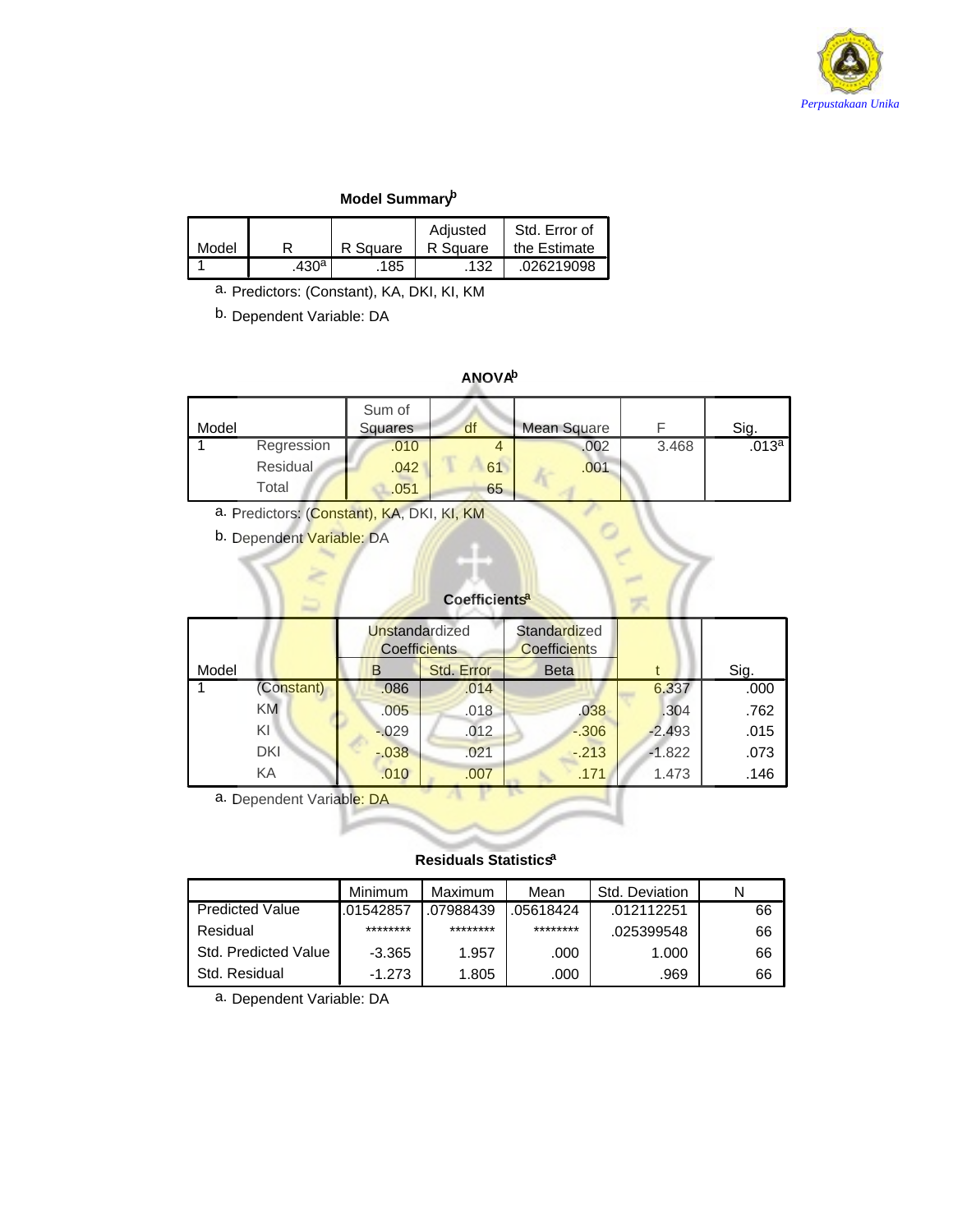**Model Summary[b]**

| Model | R | R Square | Adjusted R Square | Std. Error of the Estimate |
|---|---|---|---|---|
| 1 | .430[a] | .185 | .132 | .026219098 |

a. Predictors: (Constant), KA, DKI, KI, KM

b. Dependent Variable: DA

**ANOVA[b]**

| Model | | Sum of Squares | df | Mean Square | F | Sig. |
|---|---|---|---|---|---|---|
| 1 | Regression | .010 | 4 | .002 | 3.468 | .013[a] |
| | Residual | .042 | 61 | .001 | | |
| | Total | .051 | 65 | | | |

a. Predictors: (Constant), KA, DKI, KI, KM

b. Dependent Variable: DA

**Coefficients[a]**

| Model | | Unstandardized Coefficients | | Standardized Coefficients | t | Sig. |
|---|---|---|---|---|---|---|
| | | B | Std. Error | Beta | | |
| 1 | (Constant) | .086 | .014 | | 6.337 | .000 |
| | KM | .005 | .018 | .038 | .304 | .762 |
| | KI | -.029 | .012 | -.306 | -2.493 | .015 |
| | DKI | -.038 | .021 | -.213 | -1.822 | .073 |
| | KA | .010 | .007 | .171 | 1.473 | .146 |

a. Dependent Variable: DA

**Residuals Statistics[a]**

| | Minimum | Maximum | Mean | Std. Deviation | N |
|---|---|---|---|---|---|
| Predicted Value | .01542857 | .07988439 | .05618424 | .012112251 | 66 |
| Residual | ******** | ******** | ******** | .025399548 | 66 |
| Std. Predicted Value | -3.365 | 1.957 | .000 | 1.000 | 66 |
| Std. Residual | -1.273 | 1.805 | .000 | .969 | 66 |

a. Dependent Variable: DA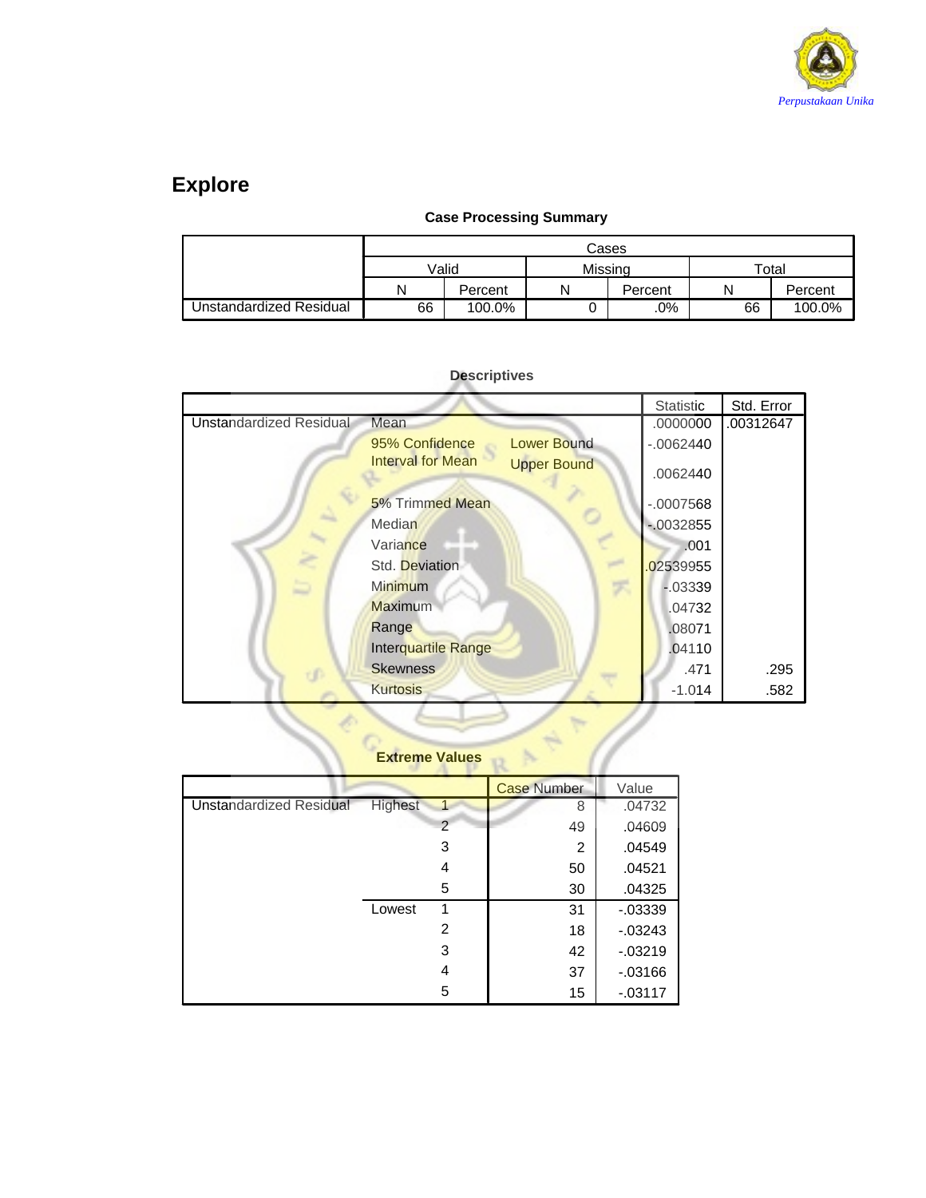# Explore

**Case Processing Summary**

| | Cases | | | | | |
|---|---|---|---|---|---|---|
| | Valid | | Missing | | Total | |
| | N | Percent | N | Percent | N | Percent |
| Unstandardized Residual | 66 | 100.0% | 0 | .0% | 66 | 100.0% |

**Descriptives**

| | | | Statistic | Std. Error |
|---|---|---|---|---|
| Unstandardized Residual | Mean | | .0000000 | .00312647 |
| | 95% Confidence Interval for Mean | Lower Bound | -.0062440 | |
| | | Upper Bound | .0062440 | |
| | 5% Trimmed Mean | | -.0007568 | |
| | Median | | -.0032855 | |
| | Variance | | .001 | |
| | Std. Deviation | | .02539955 | |
| | Minimum | | -.03339 | |
| | Maximum | | .04732 | |
| | Range | | .08071 | |
| | Interquartile Range | | .04110 | |
| | Skewness | | .471 | .295 |
| | Kurtosis | | -1.014 | .582 |

**Extreme Values**

| | | | Case Number | Value |
|---|---|---|---|---|
| Unstandardized Residual | Highest | 1 | 8 | .04732 |
| | | 2 | 49 | .04609 |
| | | 3 | 2 | .04549 |
| | | 4 | 50 | .04521 |
| | | 5 | 30 | .04325 |
| | Lowest | 1 | 31 | -.03339 |
| | | 2 | 18 | -.03243 |
| | | 3 | 42 | -.03219 |
| | | 4 | 37 | -.03166 |
| | | 5 | 15 | -.03117 |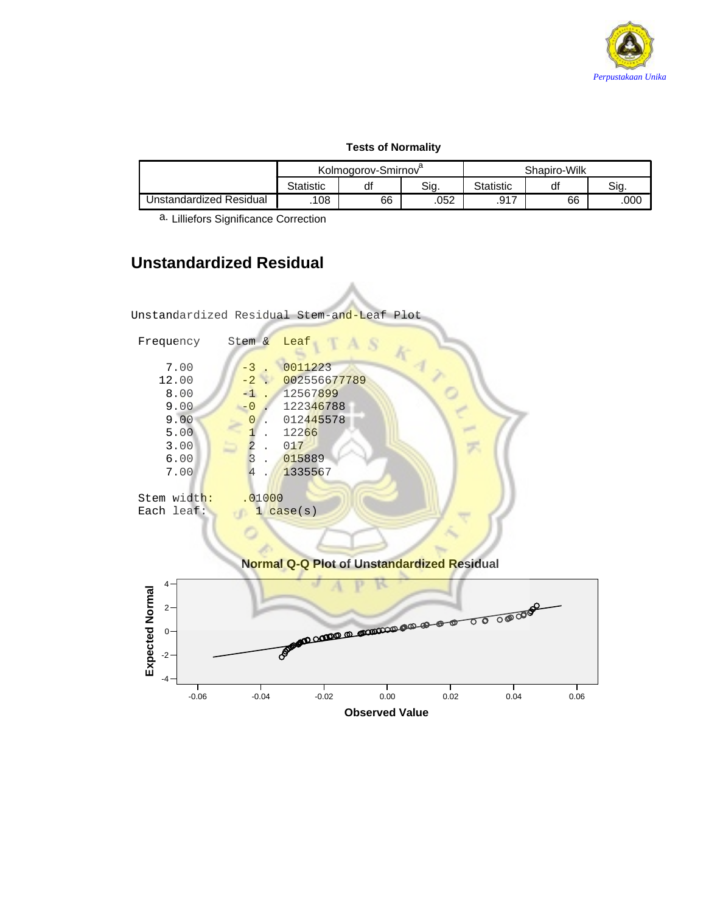**Tests of Normality**

| | Kolmogorov-Smirnov[a] | | | Shapiro-Wilk | | |
|---|---|---|---|---|---|---|
| | Statistic | df | Sig. | Statistic | df | Sig. |
| Unstandardized Residual | .108 | 66 | .052 | .917 | 66 | .000 |

a. Lilliefors Significance Correction

## Unstandardized Residual

```
Unstandardized Residual Stem-and-Leaf Plot

 Frequency    Stem &  Leaf

     7.00       -3 .  0011223
    12.00       -2 .  002556677789
     8.00       -1 .  12567899
     9.00       -0 .  122346788
     9.00        0 .  012445578
     5.00        1 .  12266
     3.00        2 .  017
     6.00        3 .  015889
     7.00        4 .  1335567

 Stem width:   .01000
 Each leaf:      1 case(s)
```

**Normal Q-Q Plot of Unstandardized Residual**

Expected Normal

Observed Value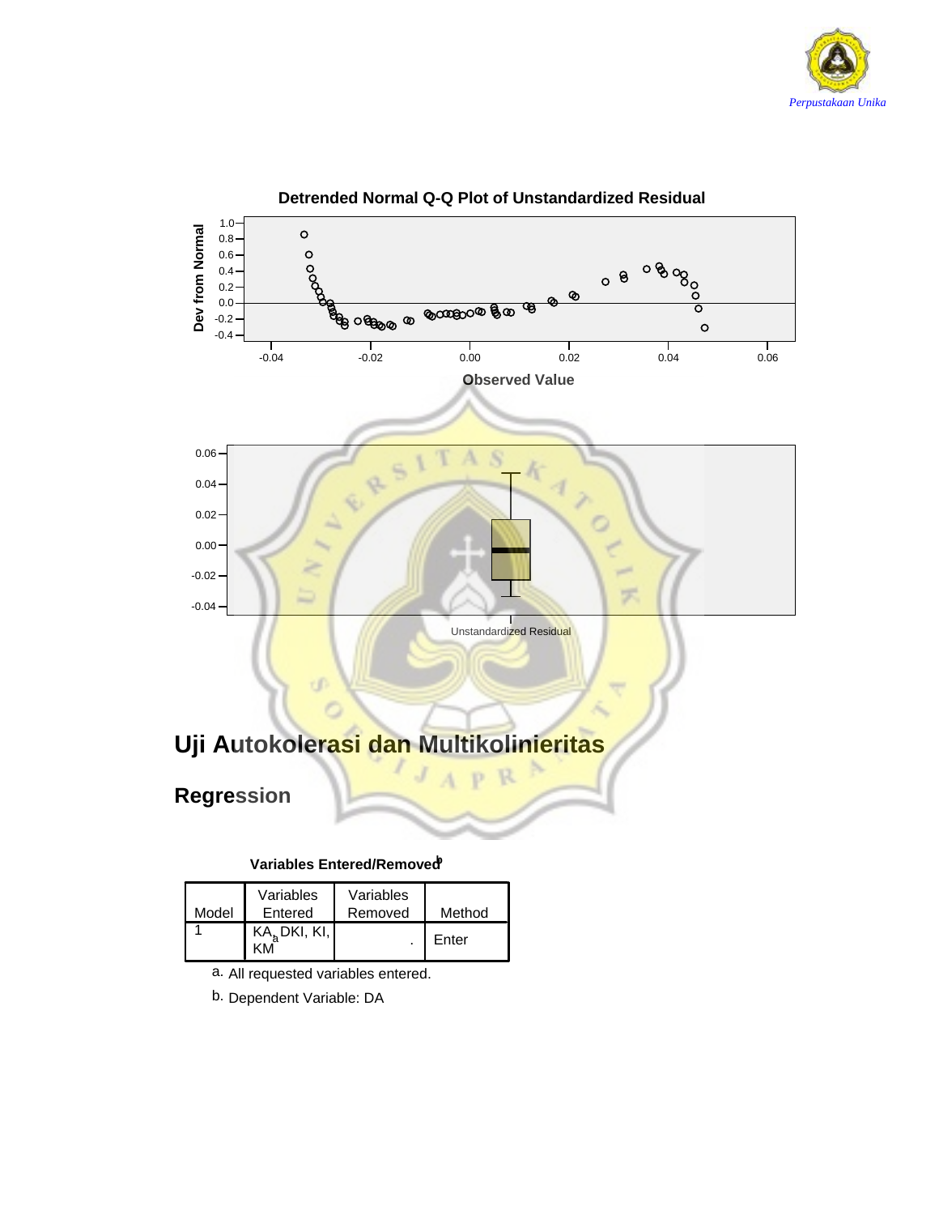Detrended Normal Q-Q Plot of Unstandardized Residual

# Uji Autokolerasi dan Multikolinieritas

## Regression

**Variables Entered/Removed**[b]

| Model | Variables Entered | Variables Removed | Method |
|---|---|---|---|
| 1 | KA, DKI, KI, KM[a] | . | Enter |

a. All requested variables entered.

b. Dependent Variable: DA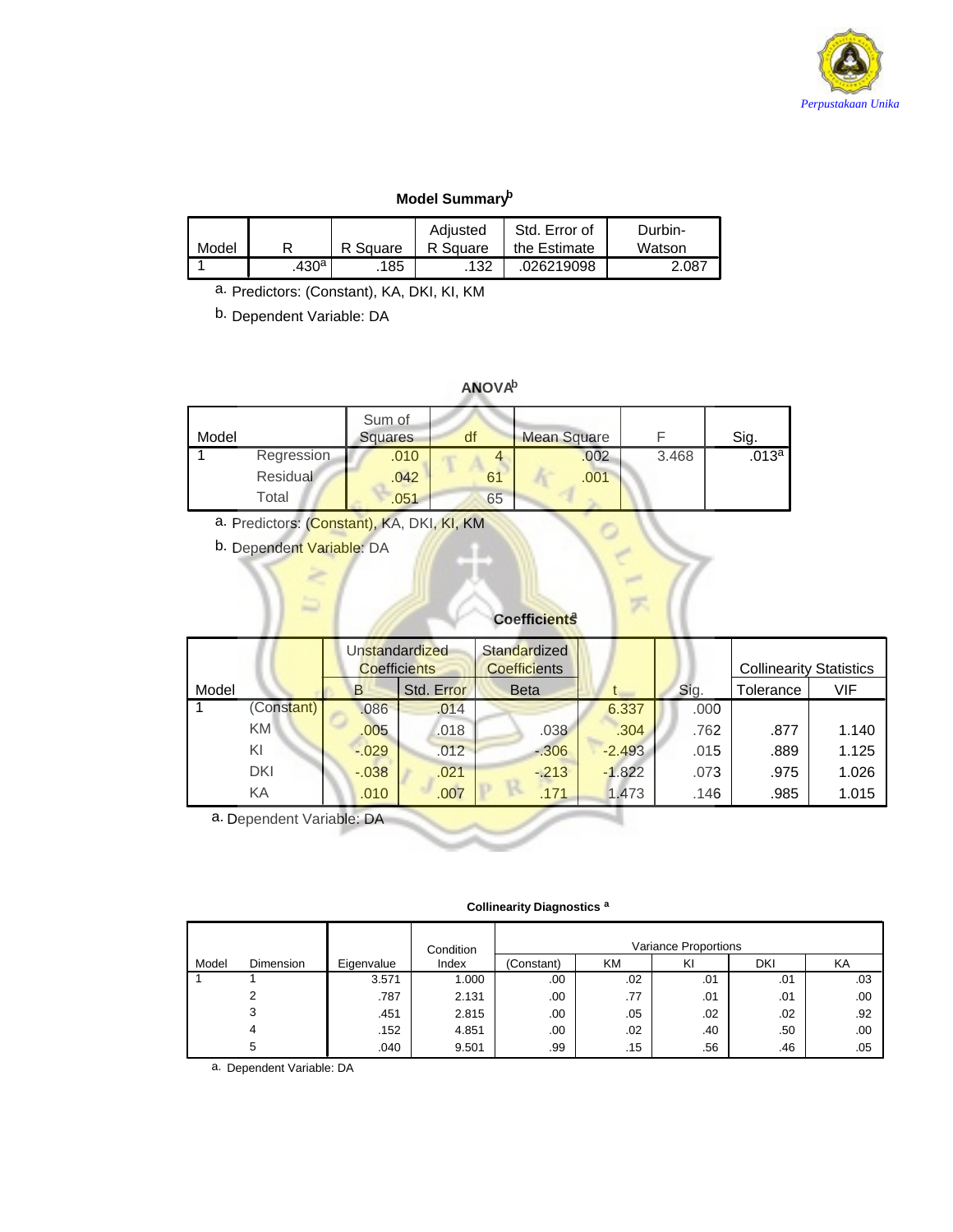**Model Summary[b]**

| Model | R | R Square | Adjusted R Square | Std. Error of the Estimate | Durbin-Watson |
|---|---|---|---|---|---|
| 1 | .430[a] | .185 | .132 | .026219098 | 2.087 |

a. Predictors: (Constant), KA, DKI, KI, KM

b. Dependent Variable: DA

**ANOVA[b]**

| Model | | Sum of Squares | df | Mean Square | F | Sig. |
|---|---|---|---|---|---|---|
| 1 | Regression | .010 | 4 | .002 | 3.468 | .013[a] |
| | Residual | .042 | 61 | .001 | | |
| | Total | .051 | 65 | | | |

a. Predictors: (Constant), KA, DKI, KI, KM

b. Dependent Variable: DA

**Coefficients[a]**

| Model | | Unstandardized Coefficients | | Standardized Coefficients | t | Sig. | Collinearity Statistics | |
|---|---|---|---|---|---|---|---|---|
| | | B | Std. Error | Beta | | | Tolerance | VIF |
| 1 | (Constant) | .086 | .014 | | 6.337 | .000 | | |
| | KM | .005 | .018 | .038 | .304 | .762 | .877 | 1.140 |
| | KI | -.029 | .012 | -.306 | -2.493 | .015 | .889 | 1.125 |
| | DKI | -.038 | .021 | -.213 | -1.822 | .073 | .975 | 1.026 |
| | KA | .010 | .007 | .171 | 1.473 | .146 | .985 | 1.015 |

a. Dependent Variable: DA

**Collinearity Diagnostics[a]**

| Model | Dimension | Eigenvalue | Condition Index | Variance Proportions | | | | |
|---|---|---|---|---|---|---|---|---|
| | | | | (Constant) | KM | KI | DKI | KA |
| 1 | 1 | 3.571 | 1.000 | .00 | .02 | .01 | .01 | .03 |
| | 2 | .787 | 2.131 | .00 | .77 | .01 | .01 | .00 |
| | 3 | .451 | 2.815 | .00 | .05 | .02 | .02 | .92 |
| | 4 | .152 | 4.851 | .00 | .02 | .40 | .50 | .00 |
| | 5 | .040 | 9.501 | .99 | .15 | .56 | .46 | .05 |

a. Dependent Variable: DA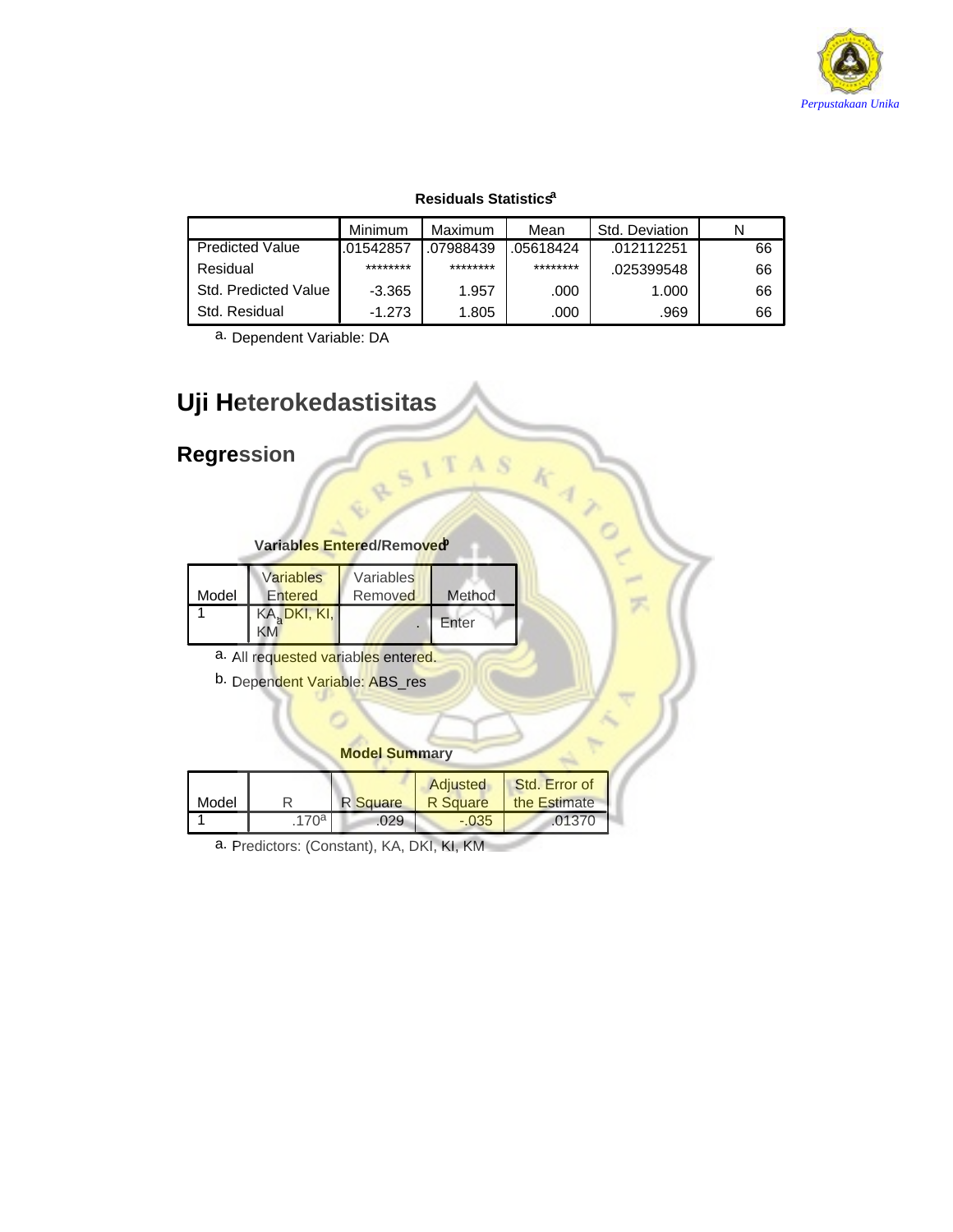**Residuals Statistics**[a]

| | Minimum | Maximum | Mean | Std. Deviation | N |
|---|---|---|---|---|---|
| Predicted Value | .01542857 | .07988439 | .05618424 | .012112251 | 66 |
| Residual | ******** | ******** | ******** | .025399548 | 66 |
| Std. Predicted Value | -3.365 | 1.957 | .000 | 1.000 | 66 |
| Std. Residual | -1.273 | 1.805 | .000 | .969 | 66 |

a. Dependent Variable: DA

# Uji Heterokedastisitas

## Regression

**Variables Entered/Removed**[b]

| Model | Variables Entered | Variables Removed | Method |
|---|---|---|---|
| 1 | KA, DKI, KI, KM[a] | . | Enter |

a. All requested variables entered.

b. Dependent Variable: ABS_res

**Model Summary**

| Model | R | R Square | Adjusted R Square | Std. Error of the Estimate |
|---|---|---|---|---|
| 1 | .170[a] | .029 | -.035 | .01370 |

a. Predictors: (Constant), KA, DKI, KI, KM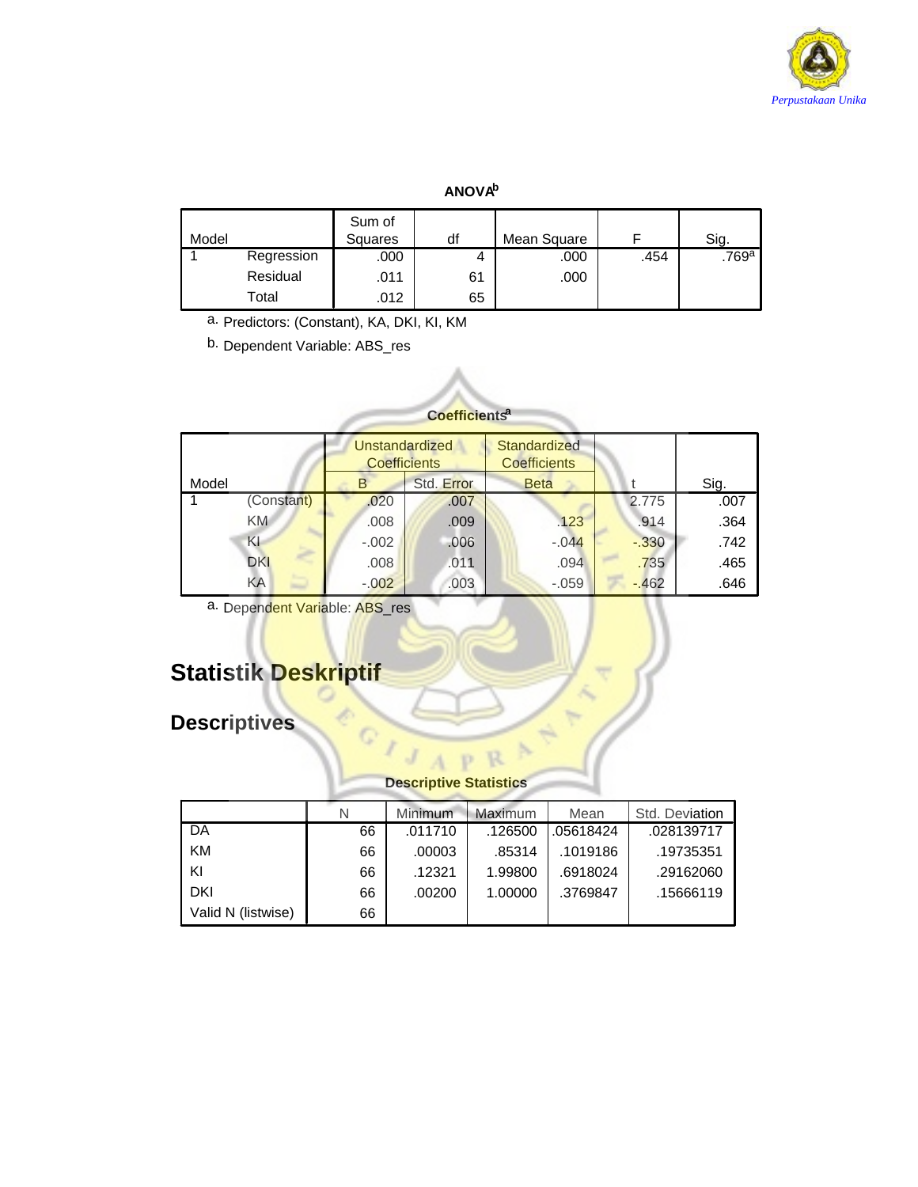**ANOVA[b]**

| Model | | Sum of Squares | df | Mean Square | F | Sig. |
|---|---|---|---|---|---|---|
| 1 | Regression | .000 | 4 | .000 | .454 | .769[a] |
| | Residual | .011 | 61 | .000 | | |
| | Total | .012 | 65 | | | |

a. Predictors: (Constant), KA, DKI, KI, KM

b. Dependent Variable: ABS_res

**Coefficients[a]**

| Model | | Unstandardized Coefficients | | Standardized Coefficients | t | Sig. |
|---|---|---|---|---|---|---|
| | | B | Std. Error | Beta | | |
| 1 | (Constant) | .020 | .007 | | 2.775 | .007 |
| | KM | .008 | .009 | .123 | .914 | .364 |
| | KI | -.002 | .006 | -.044 | -.330 | .742 |
| | DKI | .008 | .011 | .094 | .735 | .465 |
| | KA | -.002 | .003 | -.059 | -.462 | .646 |

a. Dependent Variable: ABS_res

# Statistik Deskriptif

## Descriptives

**Descriptive Statistics**

| | N | Minimum | Maximum | Mean | Std. Deviation |
|---|---|---|---|---|---|
| DA | 66 | .011710 | .126500 | .05618424 | .028139717 |
| KM | 66 | .00003 | .85314 | .1019186 | .19735351 |
| KI | 66 | .12321 | 1.99800 | .6918024 | .29162060 |
| DKI | 66 | .00200 | 1.00000 | .3769847 | .15666119 |
| Valid N (listwise) | 66 | | | | |